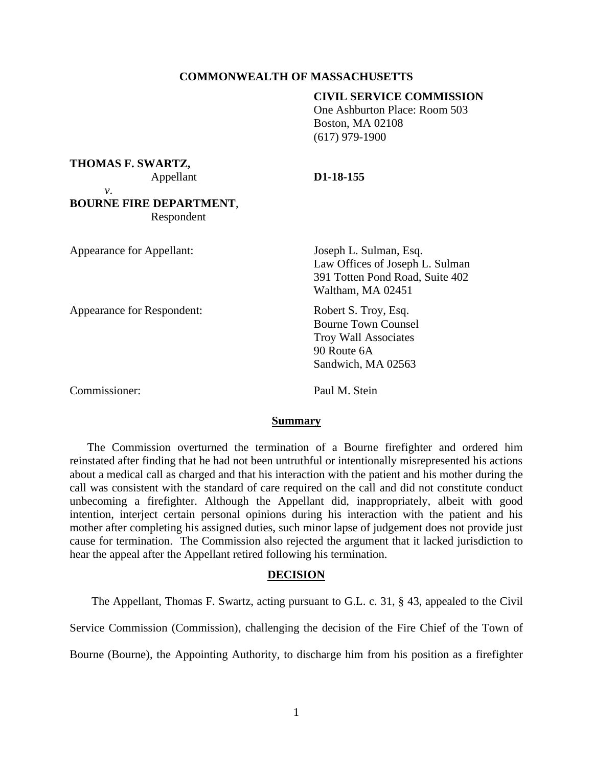**COMMONWEALTH OF MASSACHUSETTS**

**CIVIL SERVICE COMMISSION**
One Ashburton Place: Room 503
Boston, MA 02108
(617) 979-1900

**THOMAS F. SWARTZ,**
Appellant

*v*.

**BOURNE FIRE DEPARTMENT**,
Respondent

**D1-18-155**

Appearance for Appellant: Joseph L. Sulman, Esq.
Law Offices of Joseph L. Sulman
391 Totten Pond Road, Suite 402
Waltham, MA 02451

Appearance for Respondent: Robert S. Troy, Esq.
Bourne Town Counsel
Troy Wall Associates
90 Route 6A
Sandwich, MA 02563

Commissioner: Paul M. Stein

**Summary**

The Commission overturned the termination of a Bourne firefighter and ordered him reinstated after finding that he had not been untruthful or intentionally misrepresented his actions about a medical call as charged and that his interaction with the patient and his mother during the call was consistent with the standard of care required on the call and did not constitute conduct unbecoming a firefighter. Although the Appellant did, inappropriately, albeit with good intention, interject certain personal opinions during his interaction with the patient and his mother after completing his assigned duties, such minor lapse of judgement does not provide just cause for termination. The Commission also rejected the argument that it lacked jurisdiction to hear the appeal after the Appellant retired following his termination.

**DECISION**

The Appellant, Thomas F. Swartz, acting pursuant to G.L. c. 31, § 43, appealed to the Civil Service Commission (Commission), challenging the decision of the Fire Chief of the Town of Bourne (Bourne), the Appointing Authority, to discharge him from his position as a firefighter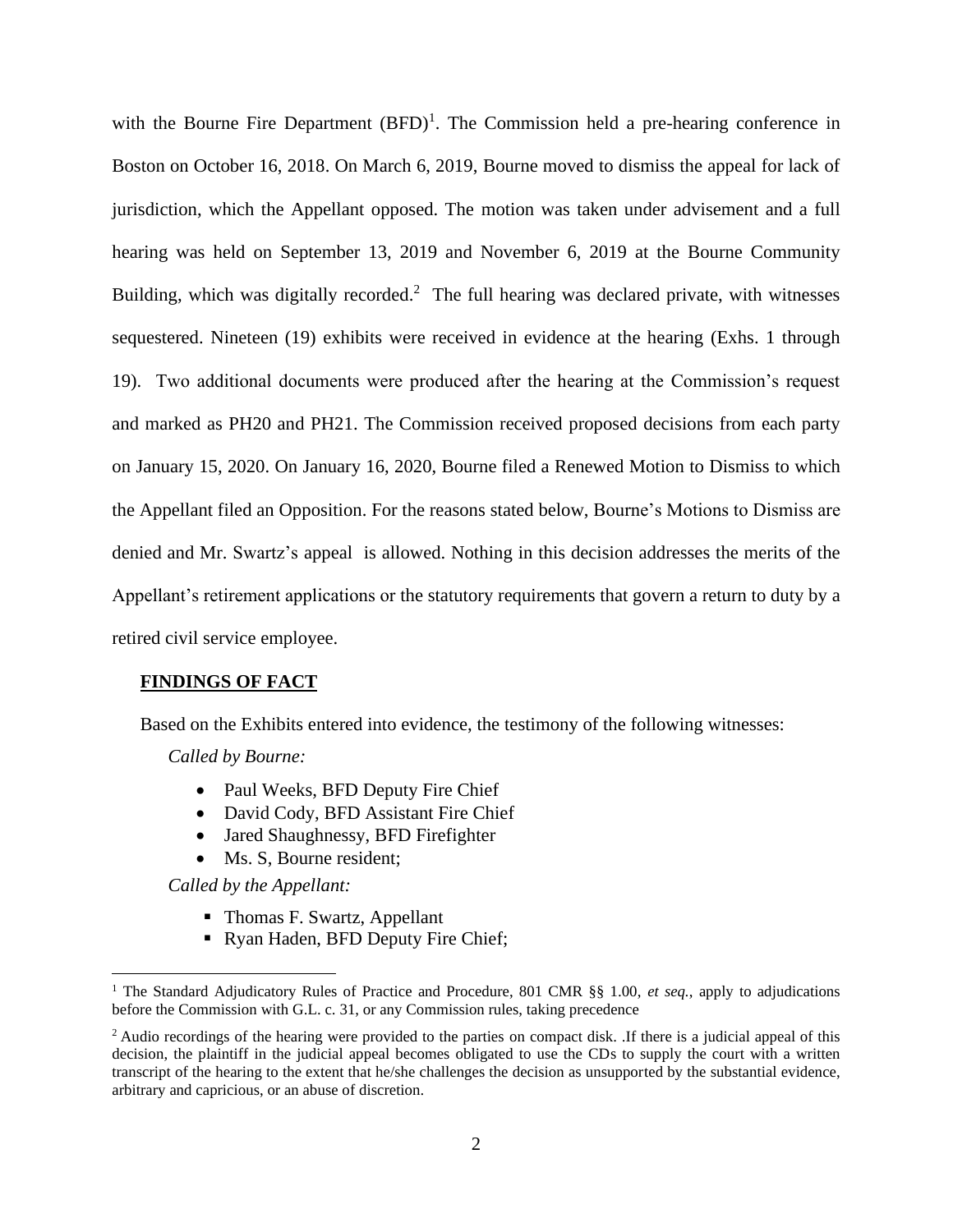with the Bourne Fire Department (BFD)[1]. The Commission held a pre-hearing conference in Boston on October 16, 2018. On March 6, 2019, Bourne moved to dismiss the appeal for lack of jurisdiction, which the Appellant opposed. The motion was taken under advisement and a full hearing was held on September 13, 2019 and November 6, 2019 at the Bourne Community Building, which was digitally recorded.[2] The full hearing was declared private, with witnesses sequestered. Nineteen (19) exhibits were received in evidence at the hearing (Exhs. 1 through 19). Two additional documents were produced after the hearing at the Commission's request and marked as PH20 and PH21. The Commission received proposed decisions from each party on January 15, 2020. On January 16, 2020, Bourne filed a Renewed Motion to Dismiss to which the Appellant filed an Opposition. For the reasons stated below, Bourne's Motions to Dismiss are denied and Mr. Swartz's appeal is allowed. Nothing in this decision addresses the merits of the Appellant's retirement applications or the statutory requirements that govern a return to duty by a retired civil service employee.

## FINDINGS OF FACT

Based on the Exhibits entered into evidence, the testimony of the following witnesses:

*Called by Bourne:*

- Paul Weeks, BFD Deputy Fire Chief
- David Cody, BFD Assistant Fire Chief
- Jared Shaughnessy, BFD Firefighter
- Ms. S, Bourne resident;

*Called by the Appellant:*

- Thomas F. Swartz, Appellant
- Ryan Haden, BFD Deputy Fire Chief;

[1] The Standard Adjudicatory Rules of Practice and Procedure, 801 CMR §§ 1.00, *et seq.*, apply to adjudications before the Commission with G.L. c. 31, or any Commission rules, taking precedence

[2] Audio recordings of the hearing were provided to the parties on compact disk. .If there is a judicial appeal of this decision, the plaintiff in the judicial appeal becomes obligated to use the CDs to supply the court with a written transcript of the hearing to the extent that he/she challenges the decision as unsupported by the substantial evidence, arbitrary and capricious, or an abuse of discretion.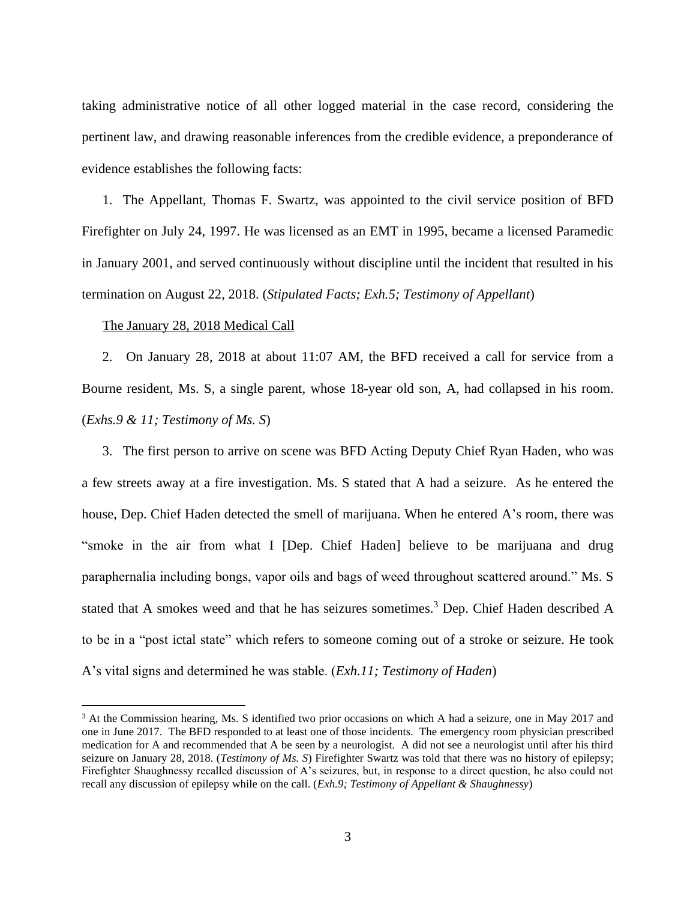taking administrative notice of all other logged material in the case record, considering the pertinent law, and drawing reasonable inferences from the credible evidence, a preponderance of evidence establishes the following facts:

1. The Appellant, Thomas F. Swartz, was appointed to the civil service position of BFD Firefighter on July 24, 1997. He was licensed as an EMT in 1995, became a licensed Paramedic in January 2001, and served continuously without discipline until the incident that resulted in his termination on August 22, 2018. (*Stipulated Facts; Exh.5; Testimony of Appellant*)

<u>The January 28, 2018 Medical Call</u>

2. On January 28, 2018 at about 11:07 AM, the BFD received a call for service from a Bourne resident, Ms. S, a single parent, whose 18-year old son, A, had collapsed in his room. (*Exhs.9 & 11; Testimony of Ms. S*)

3. The first person to arrive on scene was BFD Acting Deputy Chief Ryan Haden, who was a few streets away at a fire investigation. Ms. S stated that A had a seizure. As he entered the house, Dep. Chief Haden detected the smell of marijuana. When he entered A's room, there was "smoke in the air from what I [Dep. Chief Haden] believe to be marijuana and drug paraphernalia including bongs, vapor oils and bags of weed throughout scattered around." Ms. S stated that A smokes weed and that he has seizures sometimes.[3] Dep. Chief Haden described A to be in a "post ictal state" which refers to someone coming out of a stroke or seizure. He took A's vital signs and determined he was stable. (*Exh.11; Testimony of Haden*)

[3] At the Commission hearing, Ms. S identified two prior occasions on which A had a seizure, one in May 2017 and one in June 2017. The BFD responded to at least one of those incidents. The emergency room physician prescribed medication for A and recommended that A be seen by a neurologist. A did not see a neurologist until after his third seizure on January 28, 2018. (*Testimony of Ms. S*) Firefighter Swartz was told that there was no history of epilepsy; Firefighter Shaughnessy recalled discussion of A's seizures, but, in response to a direct question, he also could not recall any discussion of epilepsy while on the call. (*Exh.9; Testimony of Appellant & Shaughnessy*)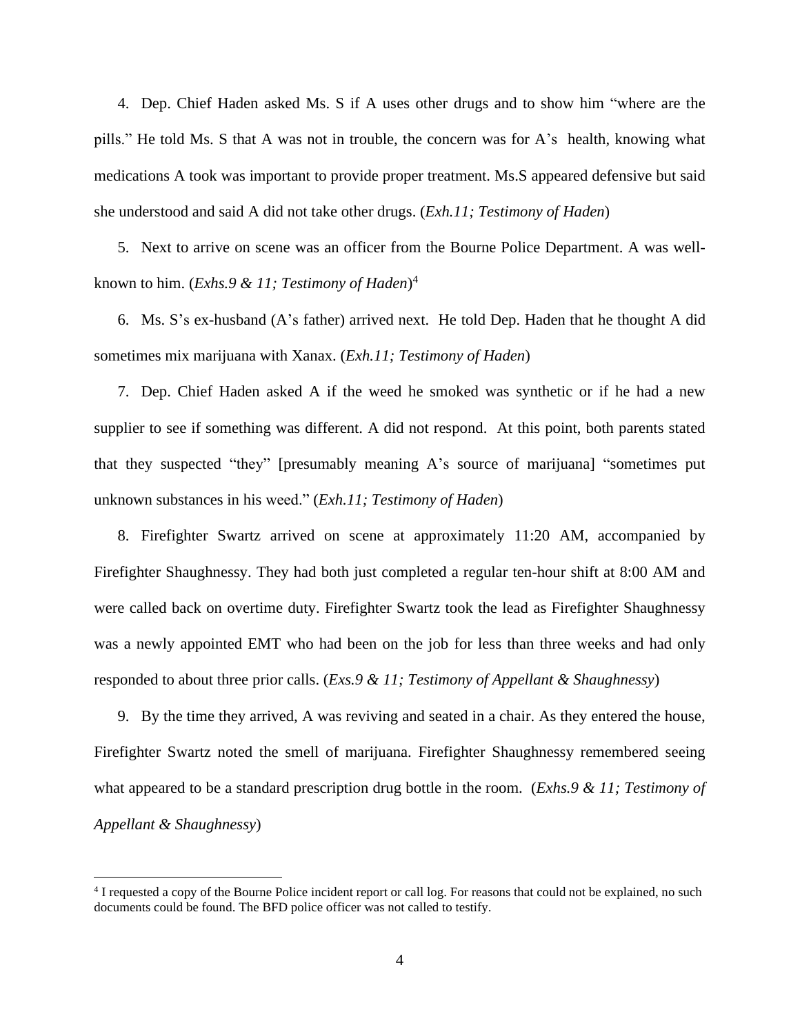4. Dep. Chief Haden asked Ms. S if A uses other drugs and to show him "where are the pills." He told Ms. S that A was not in trouble, the concern was for A's health, knowing what medications A took was important to provide proper treatment. Ms.S appeared defensive but said she understood and said A did not take other drugs. (*Exh.11; Testimony of Haden*)

5. Next to arrive on scene was an officer from the Bourne Police Department. A was well-known to him. (*Exhs.9 & 11; Testimony of Haden*)[4]

6. Ms. S's ex-husband (A's father) arrived next. He told Dep. Haden that he thought A did sometimes mix marijuana with Xanax. (*Exh.11; Testimony of Haden*)

7. Dep. Chief Haden asked A if the weed he smoked was synthetic or if he had a new supplier to see if something was different. A did not respond. At this point, both parents stated that they suspected "they" [presumably meaning A's source of marijuana] "sometimes put unknown substances in his weed." (*Exh.11; Testimony of Haden*)

8. Firefighter Swartz arrived on scene at approximately 11:20 AM, accompanied by Firefighter Shaughnessy. They had both just completed a regular ten-hour shift at 8:00 AM and were called back on overtime duty. Firefighter Swartz took the lead as Firefighter Shaughnessy was a newly appointed EMT who had been on the job for less than three weeks and had only responded to about three prior calls. (*Exs.9 & 11; Testimony of Appellant & Shaughnessy*)

9. By the time they arrived, A was reviving and seated in a chair. As they entered the house, Firefighter Swartz noted the smell of marijuana. Firefighter Shaughnessy remembered seeing what appeared to be a standard prescription drug bottle in the room. (*Exhs.9 & 11; Testimony of Appellant & Shaughnessy*)

---

[4] I requested a copy of the Bourne Police incident report or call log. For reasons that could not be explained, no such documents could be found. The BFD police officer was not called to testify.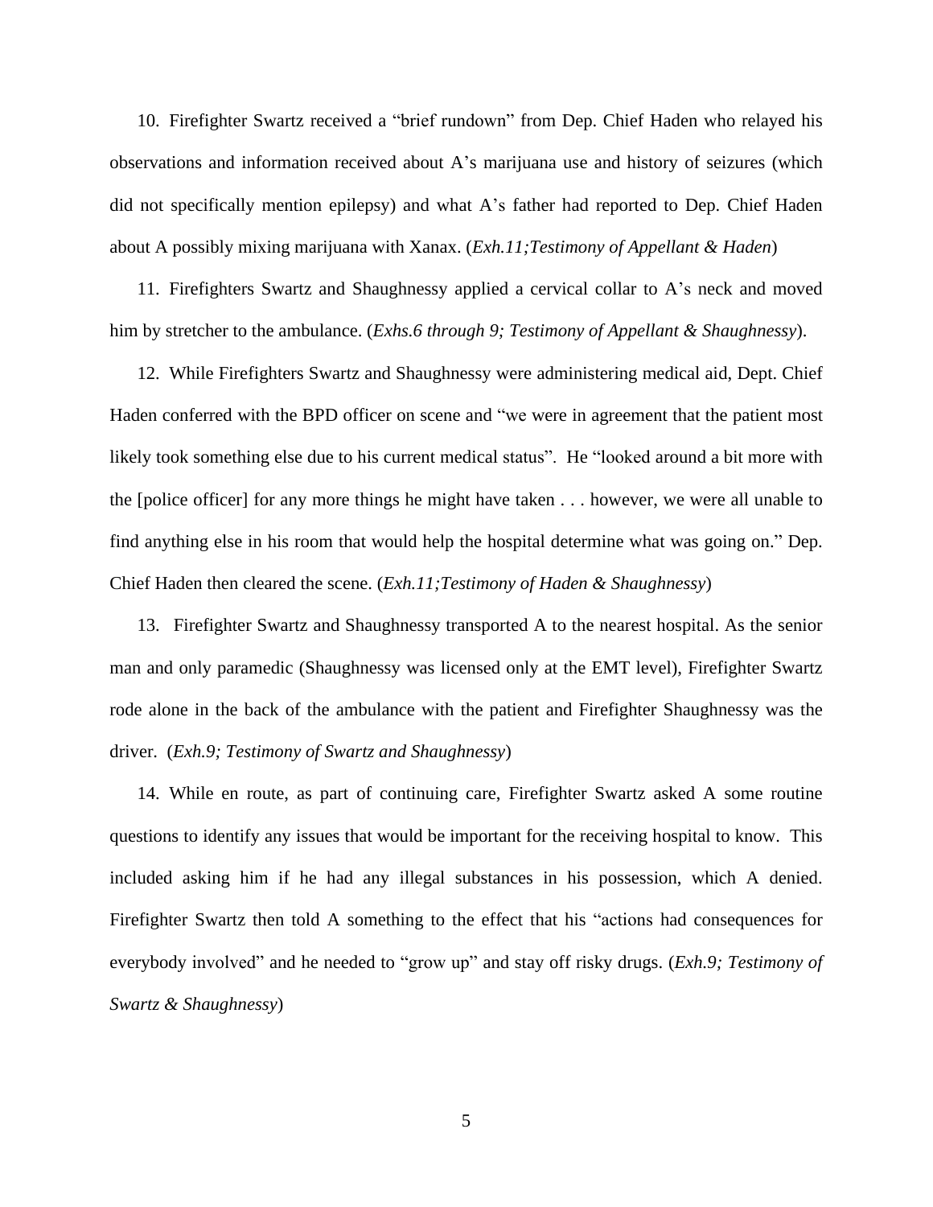10. Firefighter Swartz received a "brief rundown" from Dep. Chief Haden who relayed his observations and information received about A's marijuana use and history of seizures (which did not specifically mention epilepsy) and what A's father had reported to Dep. Chief Haden about A possibly mixing marijuana with Xanax. (*Exh.11;Testimony of Appellant & Haden*)

11. Firefighters Swartz and Shaughnessy applied a cervical collar to A's neck and moved him by stretcher to the ambulance. (*Exhs.6 through 9; Testimony of Appellant & Shaughnessy*).

12. While Firefighters Swartz and Shaughnessy were administering medical aid, Dept. Chief Haden conferred with the BPD officer on scene and "we were in agreement that the patient most likely took something else due to his current medical status". He "looked around a bit more with the [police officer] for any more things he might have taken . . . however, we were all unable to find anything else in his room that would help the hospital determine what was going on." Dep. Chief Haden then cleared the scene. (*Exh.11;Testimony of Haden & Shaughnessy*)

13. Firefighter Swartz and Shaughnessy transported A to the nearest hospital. As the senior man and only paramedic (Shaughnessy was licensed only at the EMT level), Firefighter Swartz rode alone in the back of the ambulance with the patient and Firefighter Shaughnessy was the driver. (*Exh.9; Testimony of Swartz and Shaughnessy*)

14. While en route, as part of continuing care, Firefighter Swartz asked A some routine questions to identify any issues that would be important for the receiving hospital to know. This included asking him if he had any illegal substances in his possession, which A denied. Firefighter Swartz then told A something to the effect that his "actions had consequences for everybody involved" and he needed to "grow up" and stay off risky drugs. (*Exh.9; Testimony of Swartz & Shaughnessy*)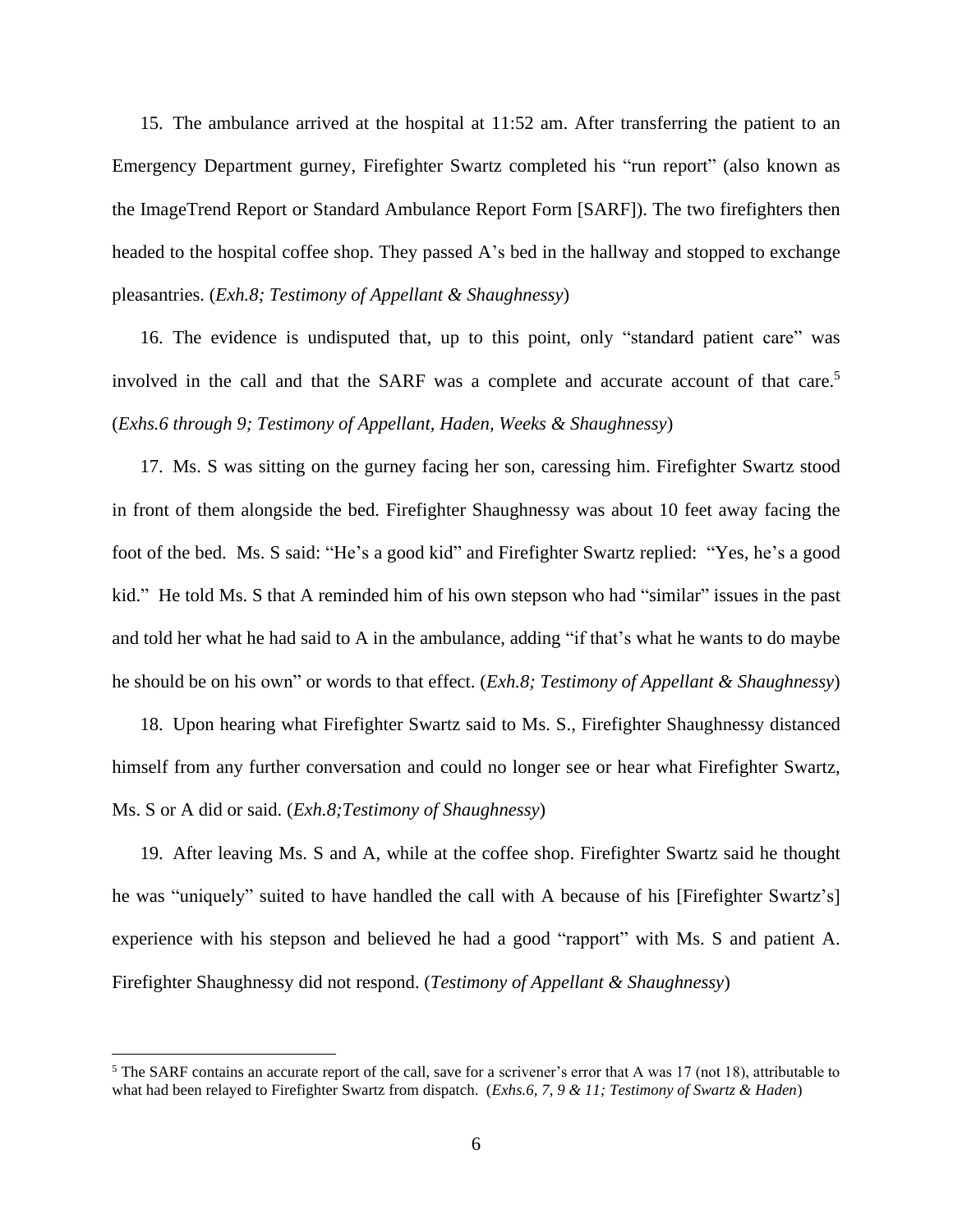15. The ambulance arrived at the hospital at 11:52 am. After transferring the patient to an Emergency Department gurney, Firefighter Swartz completed his "run report" (also known as the ImageTrend Report or Standard Ambulance Report Form [SARF]). The two firefighters then headed to the hospital coffee shop. They passed A's bed in the hallway and stopped to exchange pleasantries. (*Exh.8; Testimony of Appellant & Shaughnessy*)

16. The evidence is undisputed that, up to this point, only "standard patient care" was involved in the call and that the SARF was a complete and accurate account of that care.[5] (*Exhs.6 through 9; Testimony of Appellant, Haden, Weeks & Shaughnessy*)

17. Ms. S was sitting on the gurney facing her son, caressing him. Firefighter Swartz stood in front of them alongside the bed. Firefighter Shaughnessy was about 10 feet away facing the foot of the bed. Ms. S said: "He's a good kid" and Firefighter Swartz replied: "Yes, he's a good kid." He told Ms. S that A reminded him of his own stepson who had "similar" issues in the past and told her what he had said to A in the ambulance, adding "if that's what he wants to do maybe he should be on his own" or words to that effect. (*Exh.8; Testimony of Appellant & Shaughnessy*)

18. Upon hearing what Firefighter Swartz said to Ms. S., Firefighter Shaughnessy distanced himself from any further conversation and could no longer see or hear what Firefighter Swartz, Ms. S or A did or said. (*Exh.8;Testimony of Shaughnessy*)

19. After leaving Ms. S and A, while at the coffee shop. Firefighter Swartz said he thought he was "uniquely" suited to have handled the call with A because of his [Firefighter Swartz's] experience with his stepson and believed he had a good "rapport" with Ms. S and patient A. Firefighter Shaughnessy did not respond. (*Testimony of Appellant & Shaughnessy*)

---

[5] The SARF contains an accurate report of the call, save for a scrivener's error that A was 17 (not 18), attributable to what had been relayed to Firefighter Swartz from dispatch. (*Exhs.6, 7, 9 & 11; Testimony of Swartz & Haden*)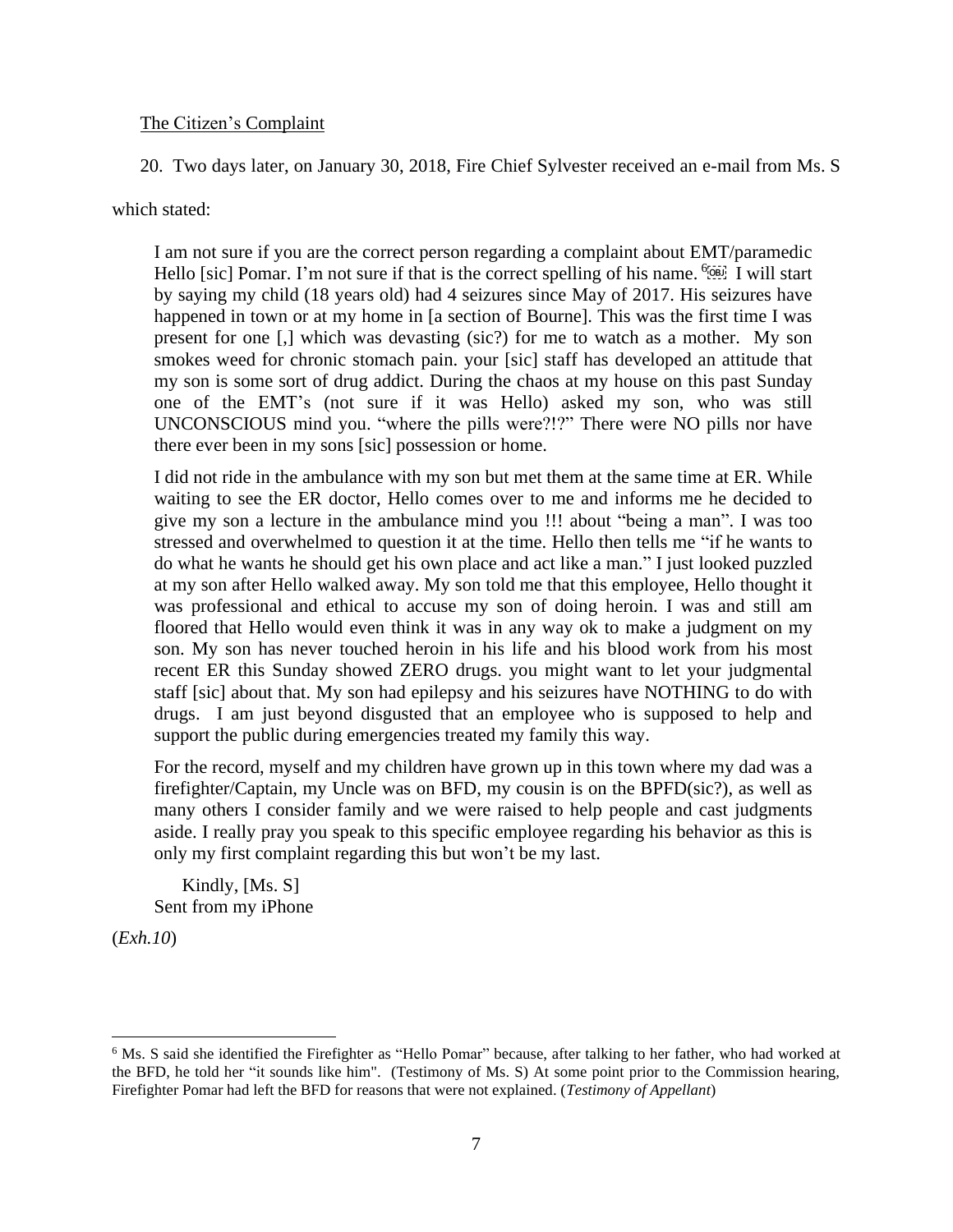The Citizen's Complaint

20. Two days later, on January 30, 2018, Fire Chief Sylvester received an e-mail from Ms. S which stated:

> I am not sure if you are the correct person regarding a complaint about EMT/paramedic Hello [sic] Pomar. I'm not sure if that is the correct spelling of his name. [6] I will start by saying my child (18 years old) had 4 seizures since May of 2017. His seizures have happened in town or at my home in [a section of Bourne]. This was the first time I was present for one [,] which was devasting (sic?) for me to watch as a mother. My son smokes weed for chronic stomach pain. your [sic] staff has developed an attitude that my son is some sort of drug addict. During the chaos at my house on this past Sunday one of the EMT's (not sure if it was Hello) asked my son, who was still UNCONSCIOUS mind you. "where the pills were?!?" There were NO pills nor have there ever been in my sons [sic] possession or home.
>
> I did not ride in the ambulance with my son but met them at the same time at ER. While waiting to see the ER doctor, Hello comes over to me and informs me he decided to give my son a lecture in the ambulance mind you !!! about "being a man". I was too stressed and overwhelmed to question it at the time. Hello then tells me "if he wants to do what he wants he should get his own place and act like a man." I just looked puzzled at my son after Hello walked away. My son told me that this employee, Hello thought it was professional and ethical to accuse my son of doing heroin. I was and still am floored that Hello would even think it was in any way ok to make a judgment on my son. My son has never touched heroin in his life and his blood work from his most recent ER this Sunday showed ZERO drugs. you might want to let your judgmental staff [sic] about that. My son had epilepsy and his seizures have NOTHING to do with drugs. I am just beyond disgusted that an employee who is supposed to help and support the public during emergencies treated my family this way.
>
> For the record, myself and my children have grown up in this town where my dad was a firefighter/Captain, my Uncle was on BFD, my cousin is on the BPFD(sic?), as well as many others I consider family and we were raised to help people and cast judgments aside. I really pray you speak to this specific employee regarding his behavior as this is only my first complaint regarding this but won't be my last.
>
> Kindly, [Ms. S]
> Sent from my iPhone

(*Exh.10*)

---

[6] Ms. S said she identified the Firefighter as "Hello Pomar" because, after talking to her father, who had worked at the BFD, he told her "it sounds like him". (Testimony of Ms. S) At some point prior to the Commission hearing, Firefighter Pomar had left the BFD for reasons that were not explained. (*Testimony of Appellant*)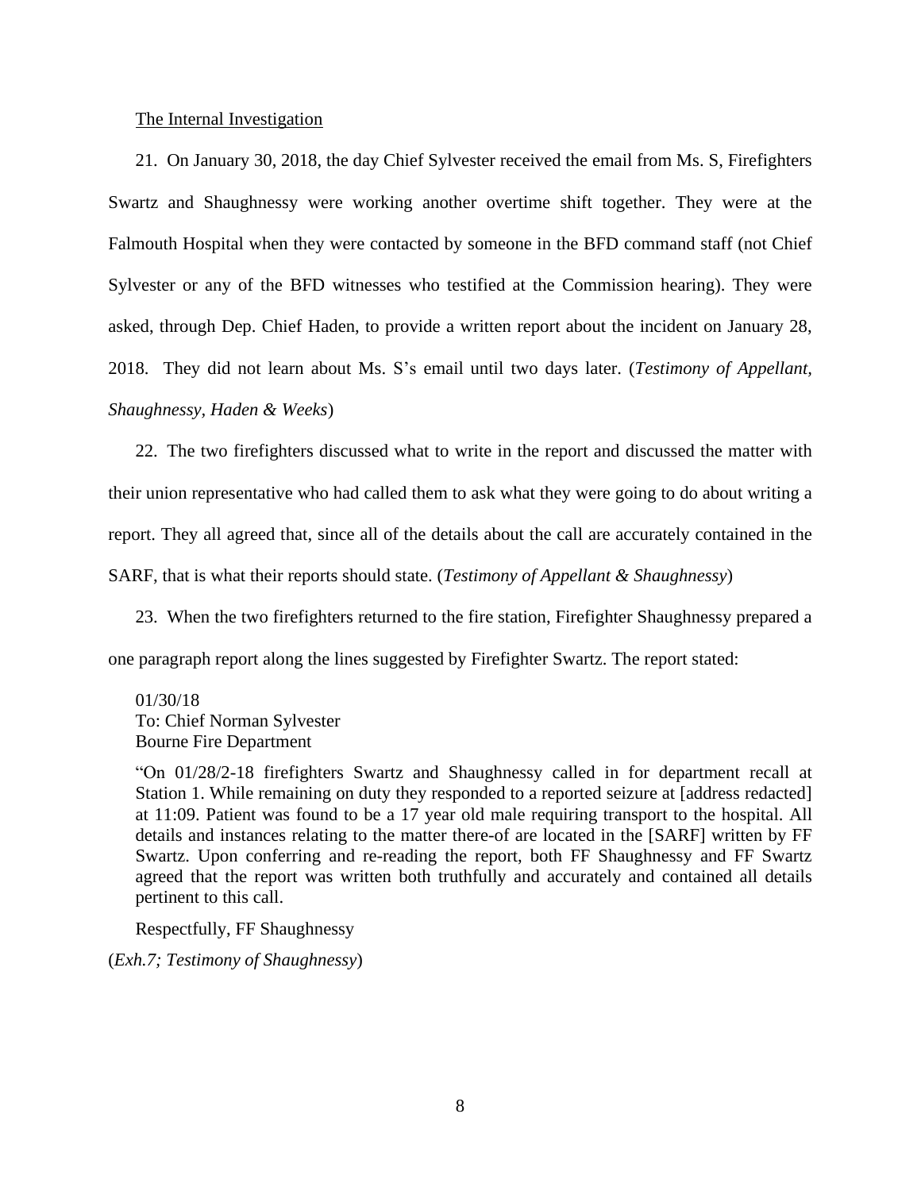<u>The Internal Investigation</u>

21. On January 30, 2018, the day Chief Sylvester received the email from Ms. S, Firefighters Swartz and Shaughnessy were working another overtime shift together. They were at the Falmouth Hospital when they were contacted by someone in the BFD command staff (not Chief Sylvester or any of the BFD witnesses who testified at the Commission hearing). They were asked, through Dep. Chief Haden, to provide a written report about the incident on January 28, 2018. They did not learn about Ms. S's email until two days later. (*Testimony of Appellant, Shaughnessy, Haden & Weeks*)

22. The two firefighters discussed what to write in the report and discussed the matter with their union representative who had called them to ask what they were going to do about writing a report. They all agreed that, since all of the details about the call are accurately contained in the SARF, that is what their reports should state. (*Testimony of Appellant & Shaughnessy*)

23. When the two firefighters returned to the fire station, Firefighter Shaughnessy prepared a one paragraph report along the lines suggested by Firefighter Swartz. The report stated:

> 01/30/18
> To: Chief Norman Sylvester
> Bourne Fire Department
>
> "On 01/28/2-18 firefighters Swartz and Shaughnessy called in for department recall at Station 1. While remaining on duty they responded to a reported seizure at [address redacted] at 11:09. Patient was found to be a 17 year old male requiring transport to the hospital. All details and instances relating to the matter there-of are located in the [SARF] written by FF Swartz. Upon conferring and re-reading the report, both FF Shaughnessy and FF Swartz agreed that the report was written both truthfully and accurately and contained all details pertinent to this call.
>
> Respectfully, FF Shaughnessy

(*Exh.7; Testimony of Shaughnessy*)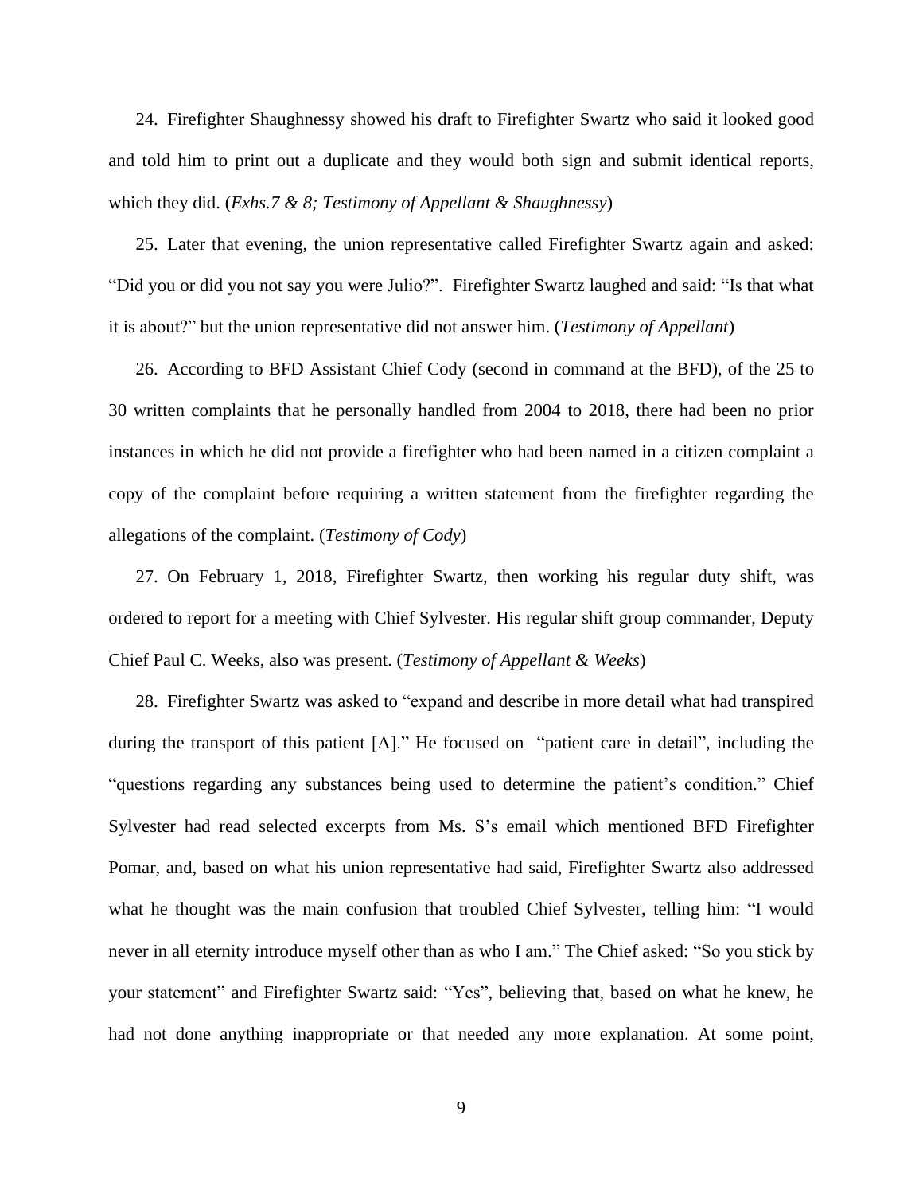24. Firefighter Shaughnessy showed his draft to Firefighter Swartz who said it looked good and told him to print out a duplicate and they would both sign and submit identical reports, which they did. (*Exhs.7 & 8; Testimony of Appellant & Shaughnessy*)

25. Later that evening, the union representative called Firefighter Swartz again and asked: "Did you or did you not say you were Julio?". Firefighter Swartz laughed and said: "Is that what it is about?" but the union representative did not answer him. (*Testimony of Appellant*)

26. According to BFD Assistant Chief Cody (second in command at the BFD), of the 25 to 30 written complaints that he personally handled from 2004 to 2018, there had been no prior instances in which he did not provide a firefighter who had been named in a citizen complaint a copy of the complaint before requiring a written statement from the firefighter regarding the allegations of the complaint. (*Testimony of Cody*)

27. On February 1, 2018, Firefighter Swartz, then working his regular duty shift, was ordered to report for a meeting with Chief Sylvester. His regular shift group commander, Deputy Chief Paul C. Weeks, also was present. (*Testimony of Appellant & Weeks*)

28. Firefighter Swartz was asked to "expand and describe in more detail what had transpired during the transport of this patient [A]." He focused on "patient care in detail", including the "questions regarding any substances being used to determine the patient's condition." Chief Sylvester had read selected excerpts from Ms. S's email which mentioned BFD Firefighter Pomar, and, based on what his union representative had said, Firefighter Swartz also addressed what he thought was the main confusion that troubled Chief Sylvester, telling him: "I would never in all eternity introduce myself other than as who I am." The Chief asked: "So you stick by your statement" and Firefighter Swartz said: "Yes", believing that, based on what he knew, he had not done anything inappropriate or that needed any more explanation. At some point,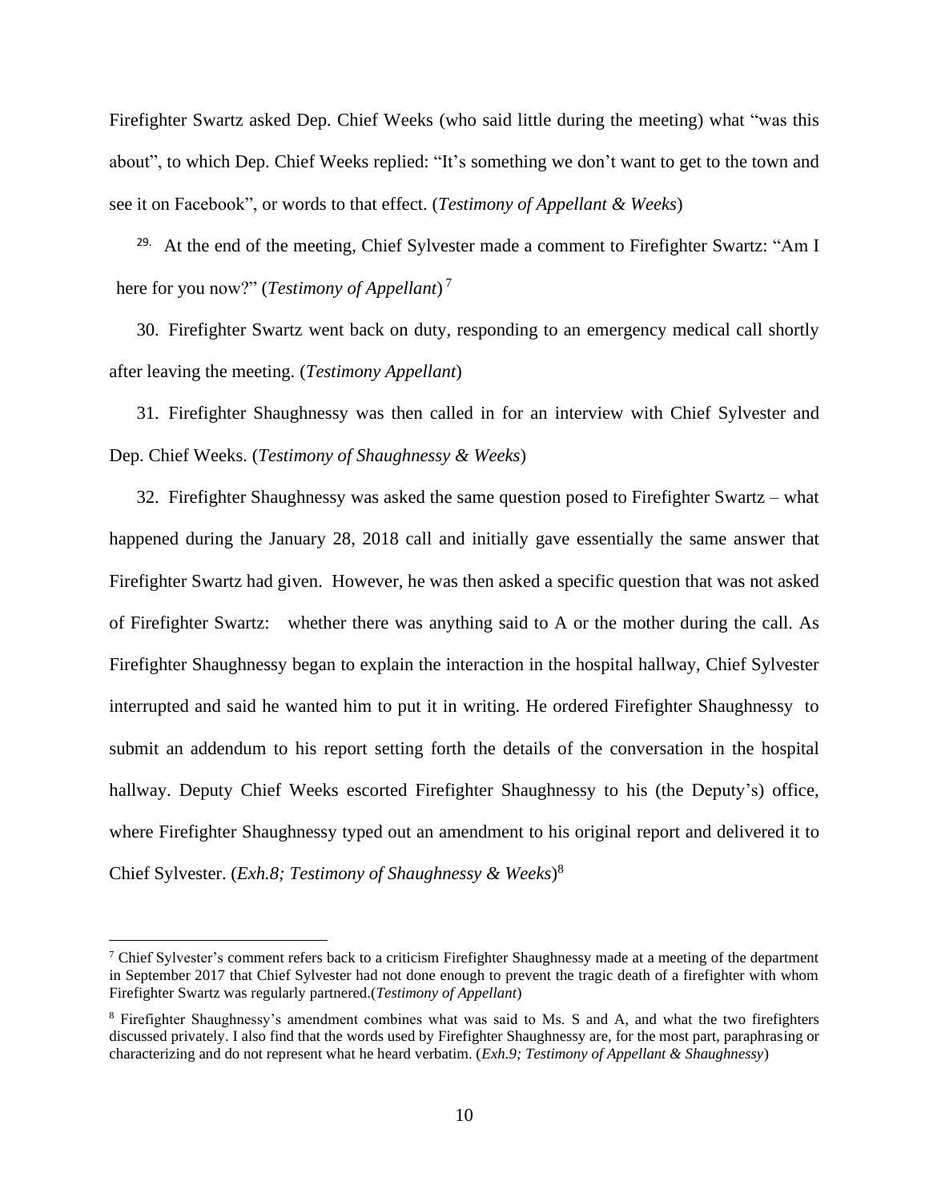Firefighter Swartz asked Dep. Chief Weeks (who said little during the meeting) what "was this about", to which Dep. Chief Weeks replied: "It's something we don't want to get to the town and see it on Facebook", or words to that effect. (*Testimony of Appellant & Weeks*)

29. At the end of the meeting, Chief Sylvester made a comment to Firefighter Swartz: "Am I here for you now?" (*Testimony of Appellant*)[7]

30. Firefighter Swartz went back on duty, responding to an emergency medical call shortly after leaving the meeting. (*Testimony Appellant*)

31. Firefighter Shaughnessy was then called in for an interview with Chief Sylvester and Dep. Chief Weeks. (*Testimony of Shaughnessy & Weeks*)

32. Firefighter Shaughnessy was asked the same question posed to Firefighter Swartz – what happened during the January 28, 2018 call and initially gave essentially the same answer that Firefighter Swartz had given. However, he was then asked a specific question that was not asked of Firefighter Swartz: whether there was anything said to A or the mother during the call. As Firefighter Shaughnessy began to explain the interaction in the hospital hallway, Chief Sylvester interrupted and said he wanted him to put it in writing. He ordered Firefighter Shaughnessy to submit an addendum to his report setting forth the details of the conversation in the hospital hallway. Deputy Chief Weeks escorted Firefighter Shaughnessy to his (the Deputy's) office, where Firefighter Shaughnessy typed out an amendment to his original report and delivered it to Chief Sylvester. (*Exh.8; Testimony of Shaughnessy & Weeks*)[8]

---

[7] Chief Sylvester's comment refers back to a criticism Firefighter Shaughnessy made at a meeting of the department in September 2017 that Chief Sylvester had not done enough to prevent the tragic death of a firefighter with whom Firefighter Swartz was regularly partnered.(*Testimony of Appellant*)

[8] Firefighter Shaughnessy's amendment combines what was said to Ms. S and A, and what the two firefighters discussed privately. I also find that the words used by Firefighter Shaughnessy are, for the most part, paraphrasing or characterizing and do not represent what he heard verbatim. (*Exh.9; Testimony of Appellant & Shaughnessy*)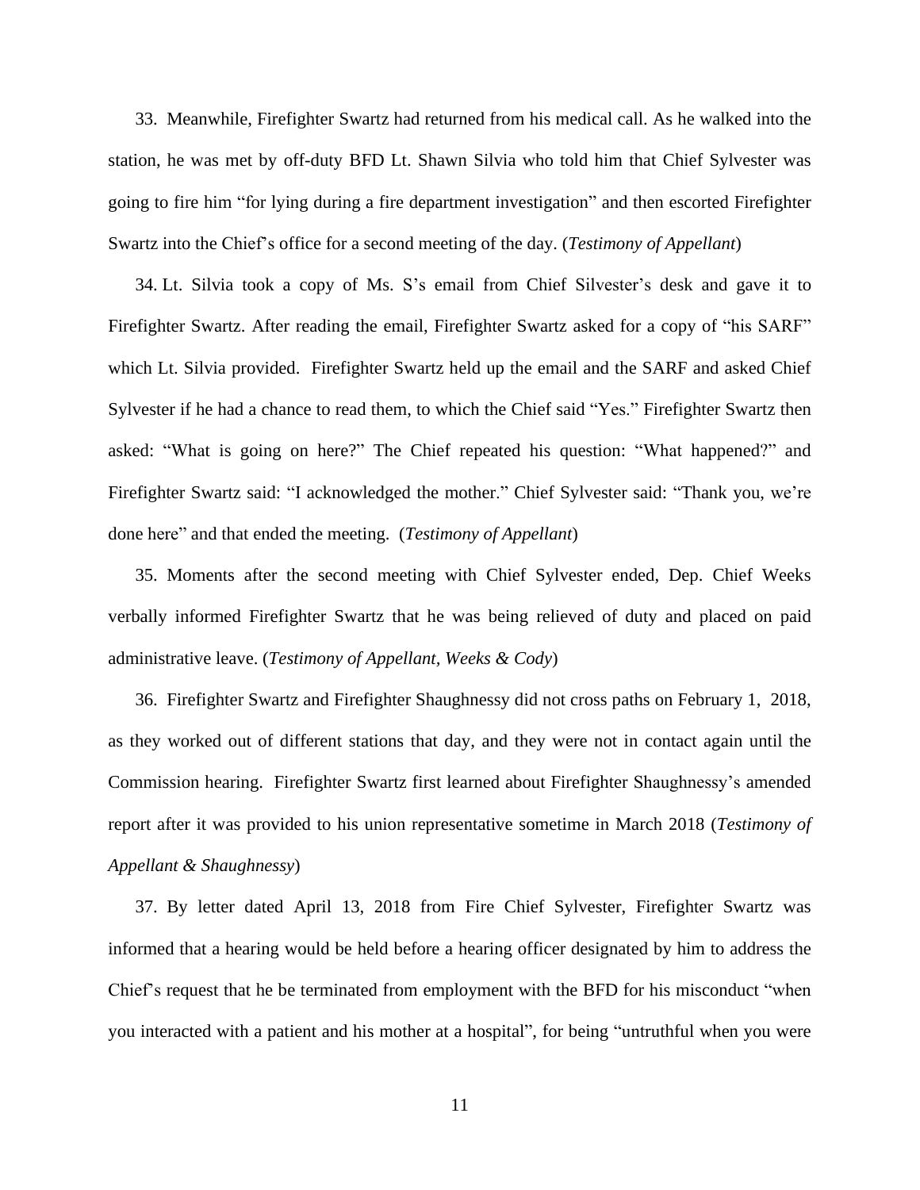33. Meanwhile, Firefighter Swartz had returned from his medical call. As he walked into the station, he was met by off-duty BFD Lt. Shawn Silvia who told him that Chief Sylvester was going to fire him "for lying during a fire department investigation" and then escorted Firefighter Swartz into the Chief's office for a second meeting of the day. (*Testimony of Appellant*)

34. Lt. Silvia took a copy of Ms. S's email from Chief Silvester's desk and gave it to Firefighter Swartz. After reading the email, Firefighter Swartz asked for a copy of "his SARF" which Lt. Silvia provided. Firefighter Swartz held up the email and the SARF and asked Chief Sylvester if he had a chance to read them, to which the Chief said "Yes." Firefighter Swartz then asked: "What is going on here?" The Chief repeated his question: "What happened?" and Firefighter Swartz said: "I acknowledged the mother." Chief Sylvester said: "Thank you, we're done here" and that ended the meeting. (*Testimony of Appellant*)

35. Moments after the second meeting with Chief Sylvester ended, Dep. Chief Weeks verbally informed Firefighter Swartz that he was being relieved of duty and placed on paid administrative leave. (*Testimony of Appellant, Weeks & Cody*)

36. Firefighter Swartz and Firefighter Shaughnessy did not cross paths on February 1, 2018, as they worked out of different stations that day, and they were not in contact again until the Commission hearing. Firefighter Swartz first learned about Firefighter Shaughnessy's amended report after it was provided to his union representative sometime in March 2018 (*Testimony of Appellant & Shaughnessy*)

37. By letter dated April 13, 2018 from Fire Chief Sylvester, Firefighter Swartz was informed that a hearing would be held before a hearing officer designated by him to address the Chief's request that he be terminated from employment with the BFD for his misconduct "when you interacted with a patient and his mother at a hospital", for being "untruthful when you were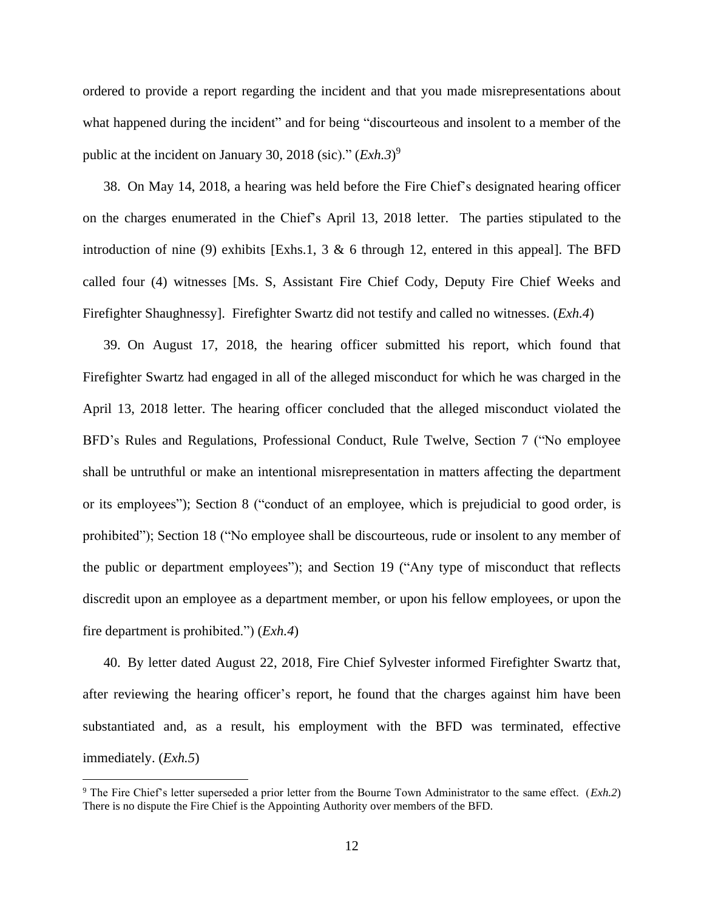ordered to provide a report regarding the incident and that you made misrepresentations about what happened during the incident" and for being "discourteous and insolent to a member of the public at the incident on January 30, 2018 (sic)." (*Exh.3*)[9]

38. On May 14, 2018, a hearing was held before the Fire Chief's designated hearing officer on the charges enumerated in the Chief's April 13, 2018 letter. The parties stipulated to the introduction of nine (9) exhibits [Exhs.1, 3 & 6 through 12, entered in this appeal]. The BFD called four (4) witnesses [Ms. S, Assistant Fire Chief Cody, Deputy Fire Chief Weeks and Firefighter Shaughnessy]. Firefighter Swartz did not testify and called no witnesses. (*Exh.4*)

39. On August 17, 2018, the hearing officer submitted his report, which found that Firefighter Swartz had engaged in all of the alleged misconduct for which he was charged in the April 13, 2018 letter. The hearing officer concluded that the alleged misconduct violated the BFD's Rules and Regulations, Professional Conduct, Rule Twelve, Section 7 ("No employee shall be untruthful or make an intentional misrepresentation in matters affecting the department or its employees"); Section 8 ("conduct of an employee, which is prejudicial to good order, is prohibited"); Section 18 ("No employee shall be discourteous, rude or insolent to any member of the public or department employees"); and Section 19 ("Any type of misconduct that reflects discredit upon an employee as a department member, or upon his fellow employees, or upon the fire department is prohibited.") (*Exh.4*)

40. By letter dated August 22, 2018, Fire Chief Sylvester informed Firefighter Swartz that, after reviewing the hearing officer's report, he found that the charges against him have been substantiated and, as a result, his employment with the BFD was terminated, effective immediately. (*Exh.5*)

---

[9] The Fire Chief's letter superseded a prior letter from the Bourne Town Administrator to the same effect. (*Exh.2*) There is no dispute the Fire Chief is the Appointing Authority over members of the BFD.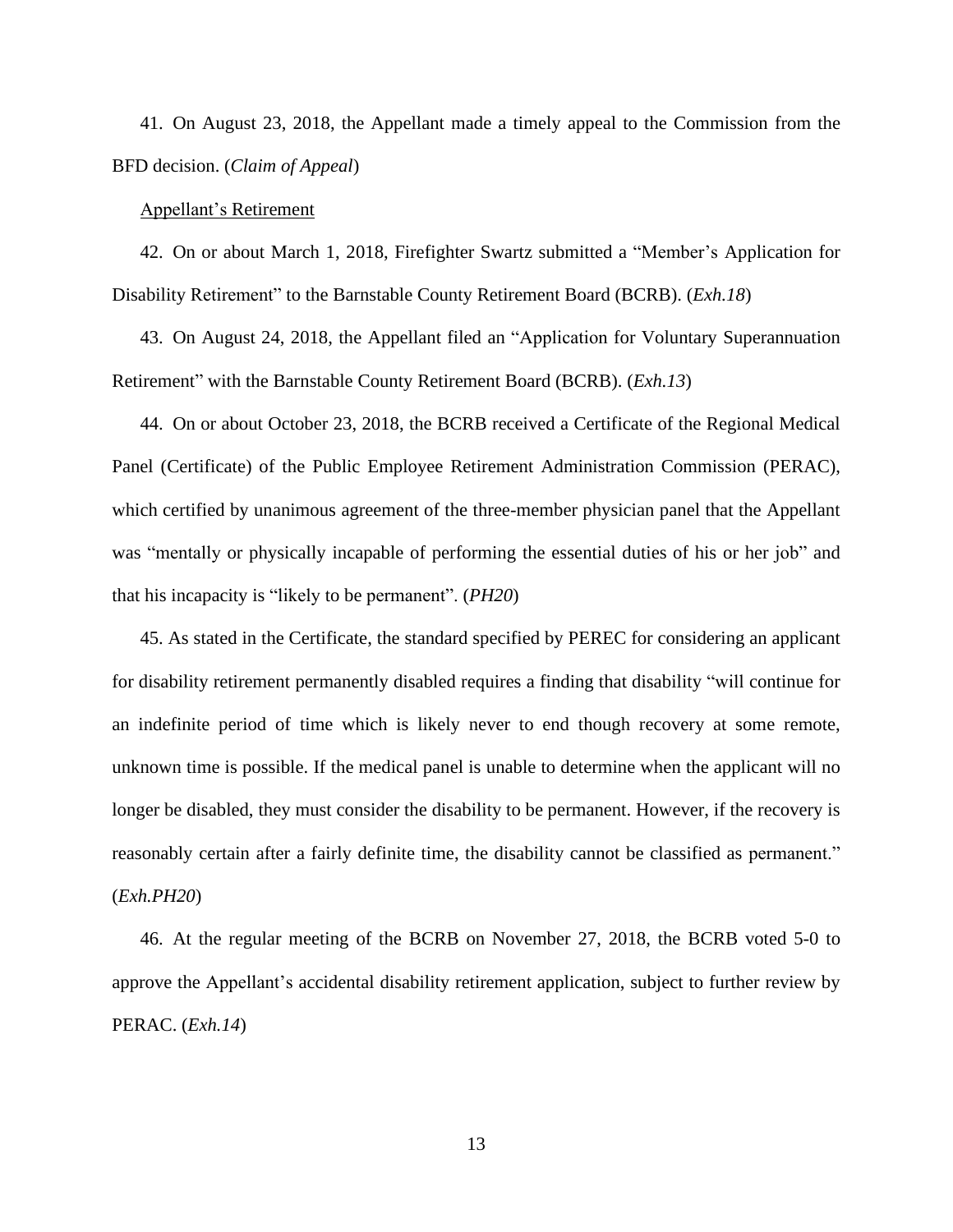41. On August 23, 2018, the Appellant made a timely appeal to the Commission from the BFD decision. (*Claim of Appeal*)

Appellant's Retirement

42. On or about March 1, 2018, Firefighter Swartz submitted a "Member's Application for Disability Retirement" to the Barnstable County Retirement Board (BCRB). (*Exh.18*)

43. On August 24, 2018, the Appellant filed an "Application for Voluntary Superannuation Retirement" with the Barnstable County Retirement Board (BCRB). (*Exh.13*)

44. On or about October 23, 2018, the BCRB received a Certificate of the Regional Medical Panel (Certificate) of the Public Employee Retirement Administration Commission (PERAC), which certified by unanimous agreement of the three-member physician panel that the Appellant was "mentally or physically incapable of performing the essential duties of his or her job" and that his incapacity is "likely to be permanent". (*PH20*)

45. As stated in the Certificate, the standard specified by PEREC for considering an applicant for disability retirement permanently disabled requires a finding that disability "will continue for an indefinite period of time which is likely never to end though recovery at some remote, unknown time is possible. If the medical panel is unable to determine when the applicant will no longer be disabled, they must consider the disability to be permanent. However, if the recovery is reasonably certain after a fairly definite time, the disability cannot be classified as permanent." (*Exh.PH20*)

46. At the regular meeting of the BCRB on November 27, 2018, the BCRB voted 5-0 to approve the Appellant's accidental disability retirement application, subject to further review by PERAC. (*Exh.14*)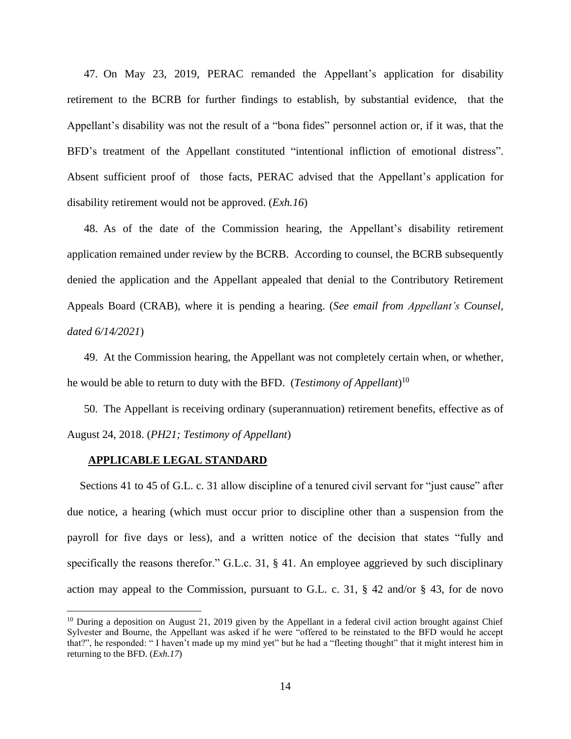47. On May 23, 2019, PERAC remanded the Appellant's application for disability retirement to the BCRB for further findings to establish, by substantial evidence, that the Appellant's disability was not the result of a "bona fides" personnel action or, if it was, that the BFD's treatment of the Appellant constituted "intentional infliction of emotional distress". Absent sufficient proof of those facts, PERAC advised that the Appellant's application for disability retirement would not be approved. (*Exh.16*)

48. As of the date of the Commission hearing, the Appellant's disability retirement application remained under review by the BCRB. According to counsel, the BCRB subsequently denied the application and the Appellant appealed that denial to the Contributory Retirement Appeals Board (CRAB), where it is pending a hearing. (*See email from Appellant's Counsel, dated 6/14/2021*)

49. At the Commission hearing, the Appellant was not completely certain when, or whether, he would be able to return to duty with the BFD. (*Testimony of Appellant*)[10]

50. The Appellant is receiving ordinary (superannuation) retirement benefits, effective as of August 24, 2018. (*PH21; Testimony of Appellant*)

## APPLICABLE LEGAL STANDARD

Sections 41 to 45 of G.L. c. 31 allow discipline of a tenured civil servant for "just cause" after due notice, a hearing (which must occur prior to discipline other than a suspension from the payroll for five days or less), and a written notice of the decision that states "fully and specifically the reasons therefor." G.L.c. 31, § 41. An employee aggrieved by such disciplinary action may appeal to the Commission, pursuant to G.L. c. 31, § 42 and/or § 43, for de novo

---

[10] During a deposition on August 21, 2019 given by the Appellant in a federal civil action brought against Chief Sylvester and Bourne, the Appellant was asked if he were "offered to be reinstated to the BFD would he accept that?", he responded: " I haven't made up my mind yet" but he had a "fleeting thought" that it might interest him in returning to the BFD. (*Exh.17*)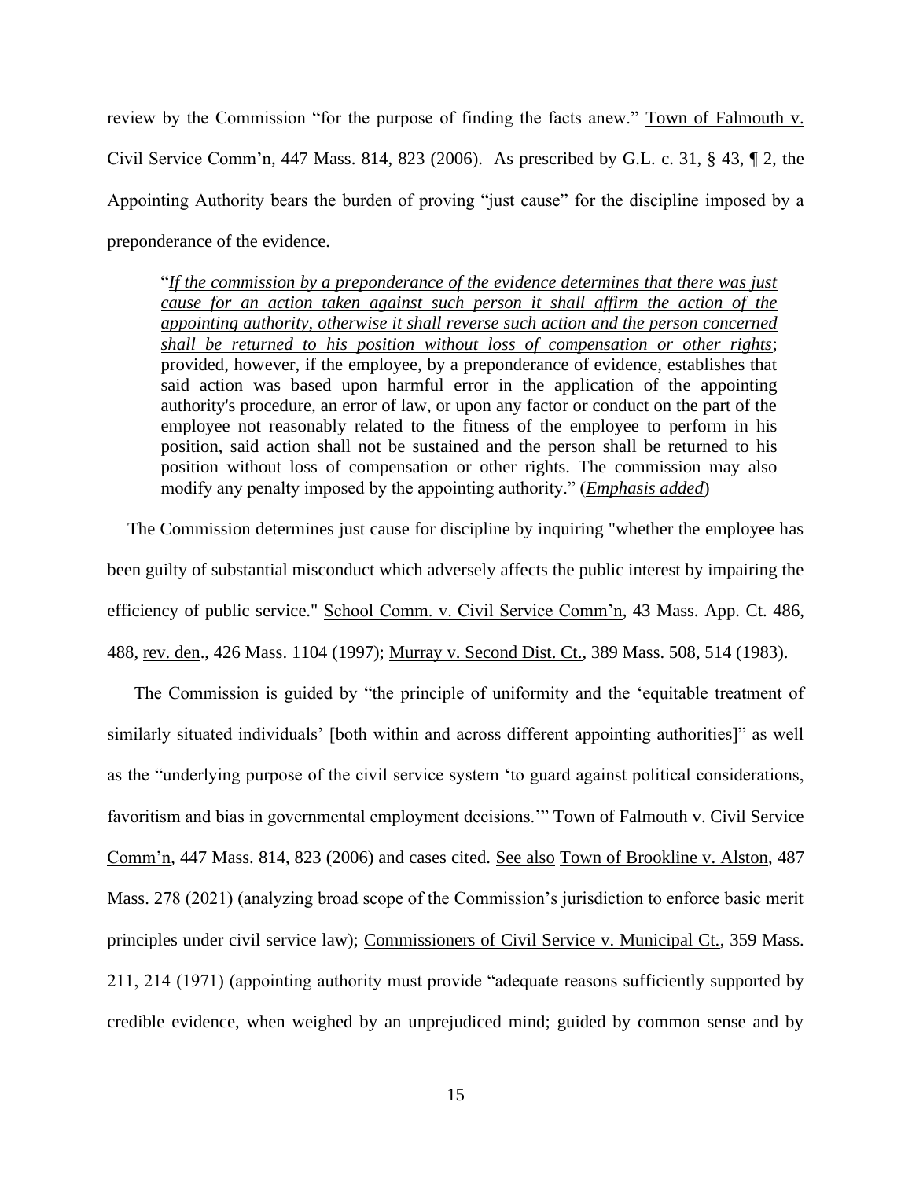review by the Commission "for the purpose of finding the facts anew." Town of Falmouth v. Civil Service Comm'n, 447 Mass. 814, 823 (2006). As prescribed by G.L. c. 31, § 43, ¶ 2, the Appointing Authority bears the burden of proving "just cause" for the discipline imposed by a preponderance of the evidence.

> "*If the commission by a preponderance of the evidence determines that there was just cause for an action taken against such person it shall affirm the action of the appointing authority, otherwise it shall reverse such action and the person concerned shall be returned to his position without loss of compensation or other rights*; provided, however, if the employee, by a preponderance of evidence, establishes that said action was based upon harmful error in the application of the appointing authority's procedure, an error of law, or upon any factor or conduct on the part of the employee not reasonably related to the fitness of the employee to perform in his position, said action shall not be sustained and the person shall be returned to his position without loss of compensation or other rights. The commission may also modify any penalty imposed by the appointing authority." (*Emphasis added*)

The Commission determines just cause for discipline by inquiring "whether the employee has been guilty of substantial misconduct which adversely affects the public interest by impairing the efficiency of public service." School Comm. v. Civil Service Comm'n, 43 Mass. App. Ct. 486, 488, rev. den., 426 Mass. 1104 (1997); Murray v. Second Dist. Ct., 389 Mass. 508, 514 (1983).

The Commission is guided by "the principle of uniformity and the 'equitable treatment of similarly situated individuals' [both within and across different appointing authorities]" as well as the "underlying purpose of the civil service system 'to guard against political considerations, favoritism and bias in governmental employment decisions.'" Town of Falmouth v. Civil Service Comm'n, 447 Mass. 814, 823 (2006) and cases cited. See also Town of Brookline v. Alston, 487 Mass. 278 (2021) (analyzing broad scope of the Commission's jurisdiction to enforce basic merit principles under civil service law); Commissioners of Civil Service v. Municipal Ct., 359 Mass. 211, 214 (1971) (appointing authority must provide "adequate reasons sufficiently supported by credible evidence, when weighed by an unprejudiced mind; guided by common sense and by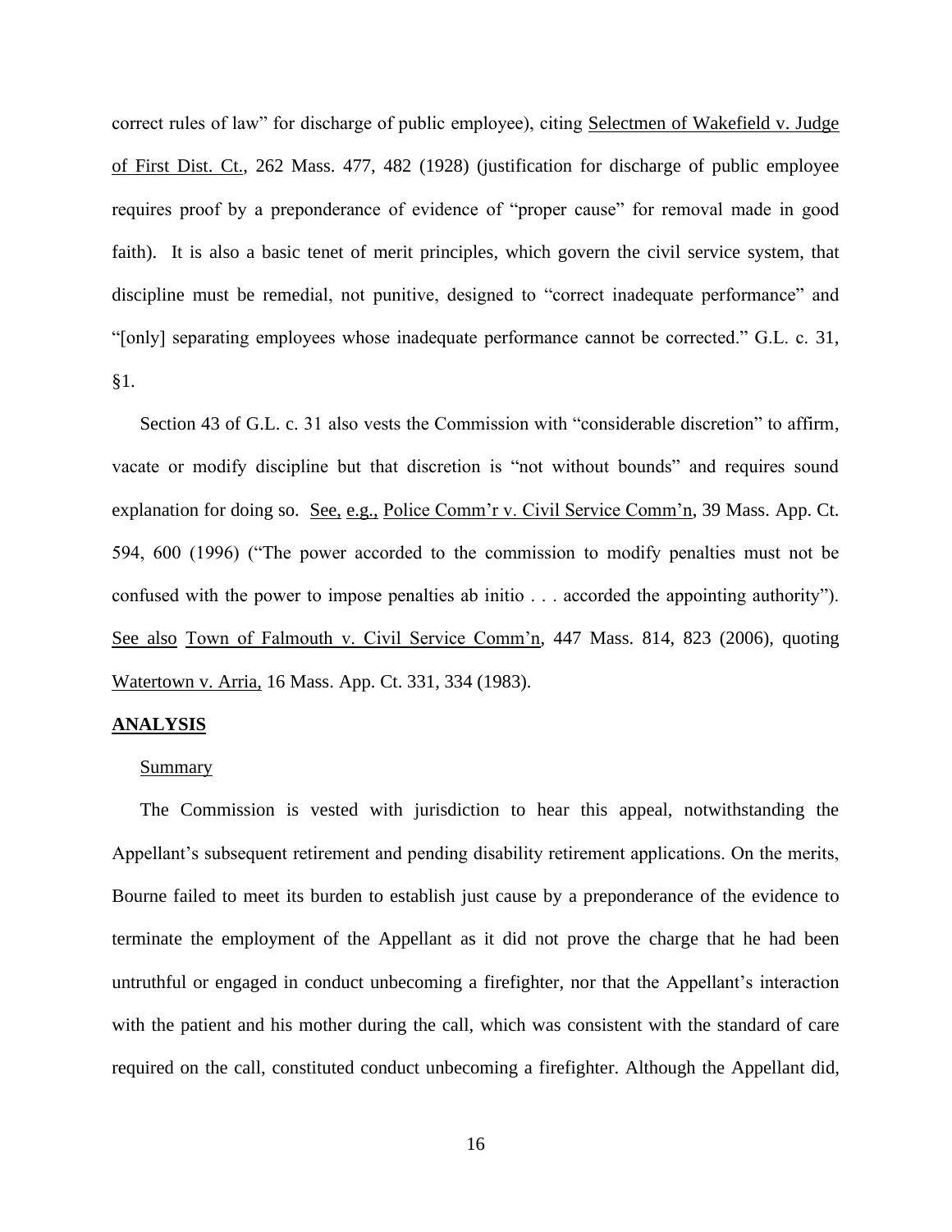correct rules of law" for discharge of public employee), citing Selectmen of Wakefield v. Judge of First Dist. Ct., 262 Mass. 477, 482 (1928) (justification for discharge of public employee requires proof by a preponderance of evidence of "proper cause" for removal made in good faith). It is also a basic tenet of merit principles, which govern the civil service system, that discipline must be remedial, not punitive, designed to "correct inadequate performance" and "[only] separating employees whose inadequate performance cannot be corrected." G.L. c. 31, §1.

Section 43 of G.L. c. 31 also vests the Commission with "considerable discretion" to affirm, vacate or modify discipline but that discretion is "not without bounds" and requires sound explanation for doing so. See, e.g., Police Comm'r v. Civil Service Comm'n, 39 Mass. App. Ct. 594, 600 (1996) ("The power accorded to the commission to modify penalties must not be confused with the power to impose penalties ab initio . . . accorded the appointing authority"). See also Town of Falmouth v. Civil Service Comm'n, 447 Mass. 814, 823 (2006), quoting Watertown v. Arria, 16 Mass. App. Ct. 331, 334 (1983).

**ANALYSIS**

Summary

The Commission is vested with jurisdiction to hear this appeal, notwithstanding the Appellant's subsequent retirement and pending disability retirement applications. On the merits, Bourne failed to meet its burden to establish just cause by a preponderance of the evidence to terminate the employment of the Appellant as it did not prove the charge that he had been untruthful or engaged in conduct unbecoming a firefighter, nor that the Appellant's interaction with the patient and his mother during the call, which was consistent with the standard of care required on the call, constituted conduct unbecoming a firefighter. Although the Appellant did,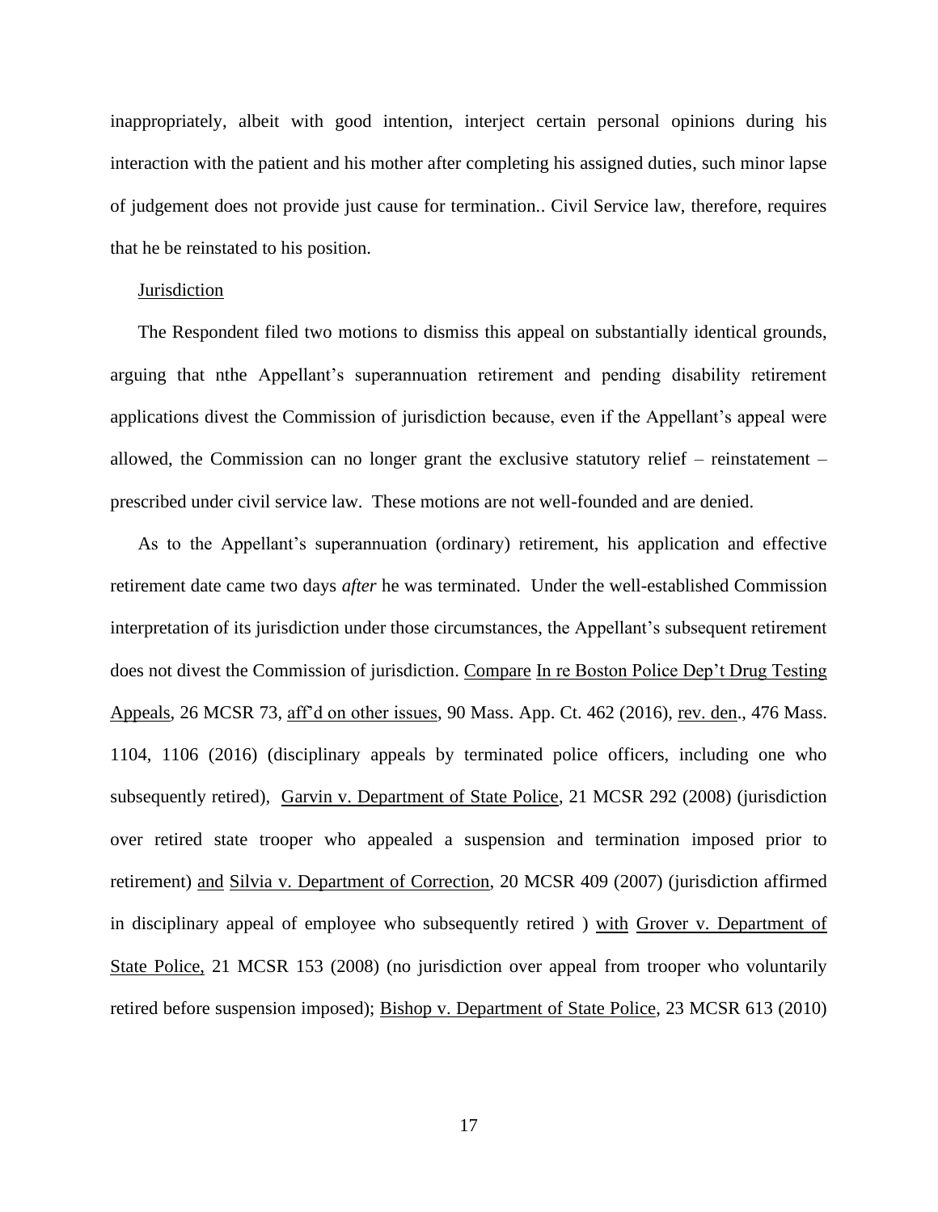inappropriately, albeit with good intention, interject certain personal opinions during his interaction with the patient and his mother after completing his assigned duties, such minor lapse of judgement does not provide just cause for termination.. Civil Service law, therefore, requires that he be reinstated to his position.

<u>Jurisdiction</u>

The Respondent filed two motions to dismiss this appeal on substantially identical grounds, arguing that nthe Appellant's superannuation retirement and pending disability retirement applications divest the Commission of jurisdiction because, even if the Appellant's appeal were allowed, the Commission can no longer grant the exclusive statutory relief – reinstatement – prescribed under civil service law. These motions are not well-founded and are denied.

As to the Appellant's superannuation (ordinary) retirement, his application and effective retirement date came two days *after* he was terminated. Under the well-established Commission interpretation of its jurisdiction under those circumstances, the Appellant's subsequent retirement does not divest the Commission of jurisdiction. <u>Compare</u> <u>In re Boston Police Dep't Drug Testing Appeals</u>, 26 MCSR 73, <u>aff'd on other issues</u>, 90 Mass. App. Ct. 462 (2016), <u>rev. den</u>., 476 Mass. 1104, 1106 (2016) (disciplinary appeals by terminated police officers, including one who subsequently retired), <u>Garvin v. Department of State Police</u>, 21 MCSR 292 (2008) (jurisdiction over retired state trooper who appealed a suspension and termination imposed prior to retirement) <u>and</u> <u>Silvia v. Department of Correction</u>, 20 MCSR 409 (2007) (jurisdiction affirmed in disciplinary appeal of employee who subsequently retired ) <u>with</u> <u>Grover v. Department of State Police,</u> 21 MCSR 153 (2008) (no jurisdiction over appeal from trooper who voluntarily retired before suspension imposed); <u>Bishop v. Department of State Police</u>, 23 MCSR 613 (2010)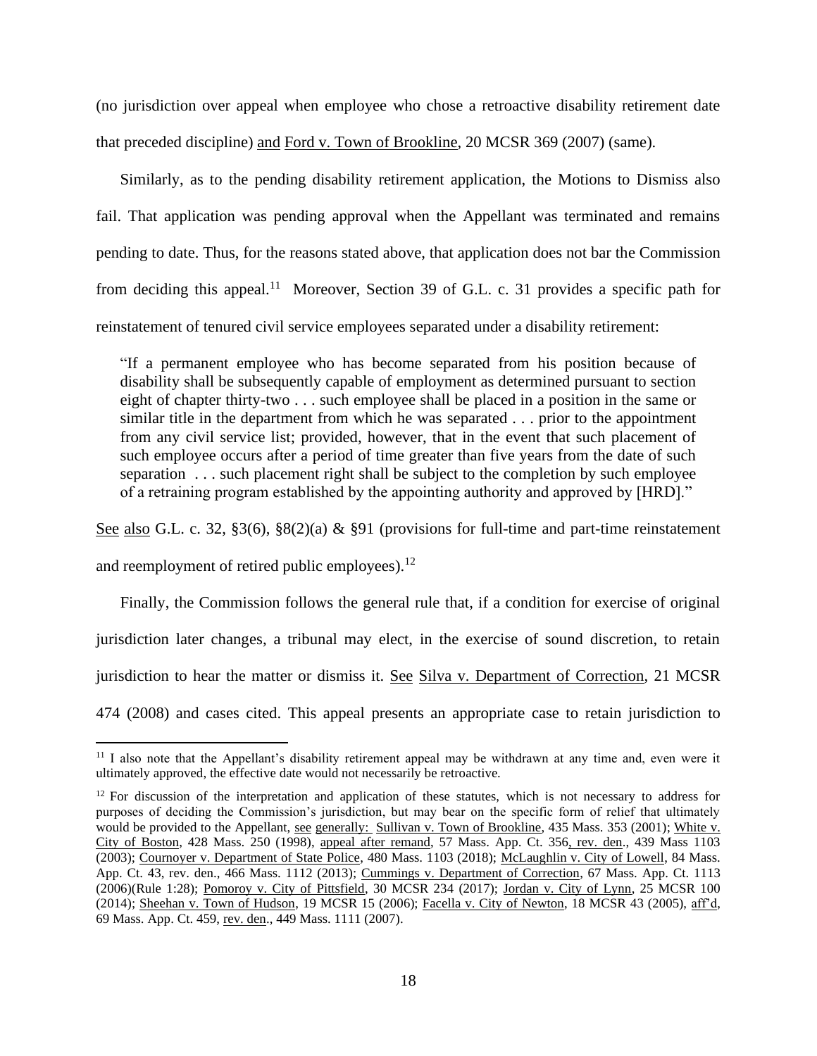(no jurisdiction over appeal when employee who chose a retroactive disability retirement date that preceded discipline) and Ford v. Town of Brookline, 20 MCSR 369 (2007) (same).

Similarly, as to the pending disability retirement application, the Motions to Dismiss also fail. That application was pending approval when the Appellant was terminated and remains pending to date. Thus, for the reasons stated above, that application does not bar the Commission from deciding this appeal.[11] Moreover, Section 39 of G.L. c. 31 provides a specific path for reinstatement of tenured civil service employees separated under a disability retirement:

> "If a permanent employee who has become separated from his position because of disability shall be subsequently capable of employment as determined pursuant to section eight of chapter thirty-two . . . such employee shall be placed in a position in the same or similar title in the department from which he was separated . . . prior to the appointment from any civil service list; provided, however, that in the event that such placement of such employee occurs after a period of time greater than five years from the date of such separation . . . such placement right shall be subject to the completion by such employee of a retraining program established by the appointing authority and approved by [HRD]."

See also G.L. c. 32, §3(6), §8(2)(a) & §91 (provisions for full-time and part-time reinstatement and reemployment of retired public employees).[12]

Finally, the Commission follows the general rule that, if a condition for exercise of original jurisdiction later changes, a tribunal may elect, in the exercise of sound discretion, to retain jurisdiction to hear the matter or dismiss it. See Silva v. Department of Correction, 21 MCSR 474 (2008) and cases cited. This appeal presents an appropriate case to retain jurisdiction to

---

[11] I also note that the Appellant's disability retirement appeal may be withdrawn at any time and, even were it ultimately approved, the effective date would not necessarily be retroactive.

[12] For discussion of the interpretation and application of these statutes, which is not necessary to address for purposes of deciding the Commission's jurisdiction, but may bear on the specific form of relief that ultimately would be provided to the Appellant, see generally: Sullivan v. Town of Brookline, 435 Mass. 353 (2001); White v. City of Boston, 428 Mass. 250 (1998), appeal after remand, 57 Mass. App. Ct. 356, rev. den., 439 Mass 1103 (2003); Cournoyer v. Department of State Police, 480 Mass. 1103 (2018); McLaughlin v. City of Lowell, 84 Mass. App. Ct. 43, rev. den., 466 Mass. 1112 (2013); Cummings v. Department of Correction, 67 Mass. App. Ct. 1113 (2006)(Rule 1:28); Pomoroy v. City of Pittsfield, 30 MCSR 234 (2017); Jordan v. City of Lynn, 25 MCSR 100 (2014); Sheehan v. Town of Hudson, 19 MCSR 15 (2006); Facella v. City of Newton, 18 MCSR 43 (2005), aff'd, 69 Mass. App. Ct. 459, rev. den., 449 Mass. 1111 (2007).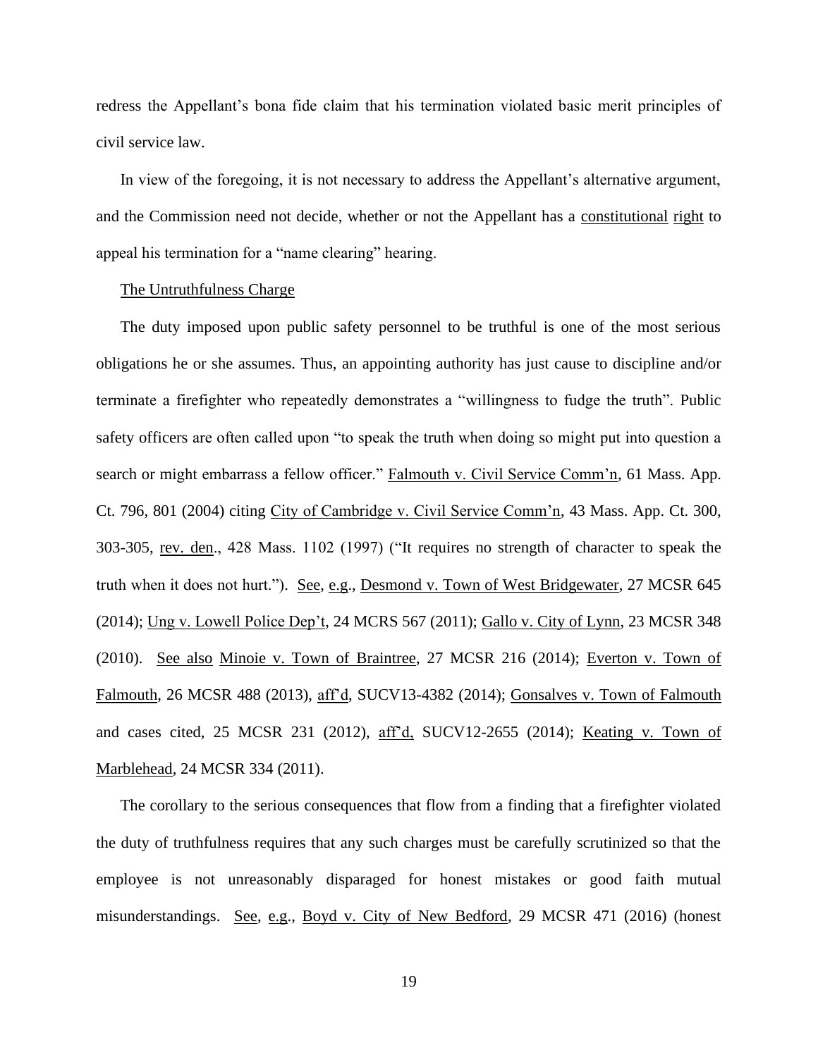redress the Appellant's bona fide claim that his termination violated basic merit principles of civil service law.

In view of the foregoing, it is not necessary to address the Appellant's alternative argument, and the Commission need not decide, whether or not the Appellant has a constitutional right to appeal his termination for a "name clearing" hearing.

The Untruthfulness Charge

The duty imposed upon public safety personnel to be truthful is one of the most serious obligations he or she assumes. Thus, an appointing authority has just cause to discipline and/or terminate a firefighter who repeatedly demonstrates a "willingness to fudge the truth". Public safety officers are often called upon "to speak the truth when doing so might put into question a search or might embarrass a fellow officer." Falmouth v. Civil Service Comm'n, 61 Mass. App. Ct. 796, 801 (2004) citing City of Cambridge v. Civil Service Comm'n, 43 Mass. App. Ct. 300, 303-305, rev. den., 428 Mass. 1102 (1997) ("It requires no strength of character to speak the truth when it does not hurt."). See, e.g., Desmond v. Town of West Bridgewater, 27 MCSR 645 (2014); Ung v. Lowell Police Dep't, 24 MCRS 567 (2011); Gallo v. City of Lynn, 23 MCSR 348 (2010). See also Minoie v. Town of Braintree, 27 MCSR 216 (2014); Everton v. Town of Falmouth, 26 MCSR 488 (2013), aff'd, SUCV13-4382 (2014); Gonsalves v. Town of Falmouth and cases cited, 25 MCSR 231 (2012), aff'd, SUCV12-2655 (2014); Keating v. Town of Marblehead, 24 MCSR 334 (2011).

The corollary to the serious consequences that flow from a finding that a firefighter violated the duty of truthfulness requires that any such charges must be carefully scrutinized so that the employee is not unreasonably disparaged for honest mistakes or good faith mutual misunderstandings. See, e.g., Boyd v. City of New Bedford, 29 MCSR 471 (2016) (honest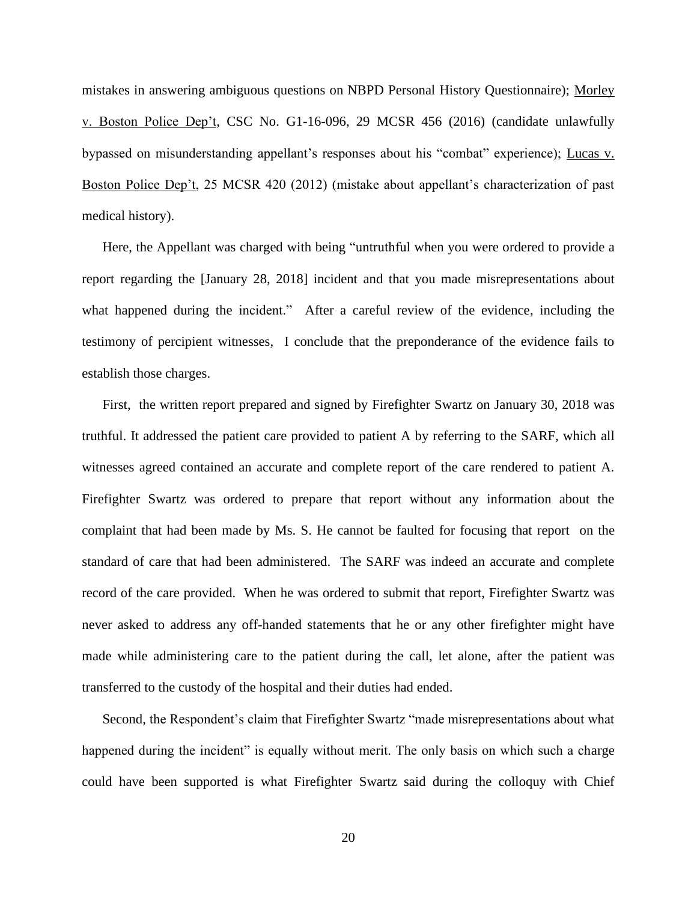mistakes in answering ambiguous questions on NBPD Personal History Questionnaire); Morley v. Boston Police Dep't, CSC No. G1-16-096, 29 MCSR 456 (2016) (candidate unlawfully bypassed on misunderstanding appellant's responses about his "combat" experience); Lucas v. Boston Police Dep't, 25 MCSR 420 (2012) (mistake about appellant's characterization of past medical history).

Here, the Appellant was charged with being "untruthful when you were ordered to provide a report regarding the [January 28, 2018] incident and that you made misrepresentations about what happened during the incident." After a careful review of the evidence, including the testimony of percipient witnesses, I conclude that the preponderance of the evidence fails to establish those charges.

First, the written report prepared and signed by Firefighter Swartz on January 30, 2018 was truthful. It addressed the patient care provided to patient A by referring to the SARF, which all witnesses agreed contained an accurate and complete report of the care rendered to patient A. Firefighter Swartz was ordered to prepare that report without any information about the complaint that had been made by Ms. S. He cannot be faulted for focusing that report on the standard of care that had been administered. The SARF was indeed an accurate and complete record of the care provided. When he was ordered to submit that report, Firefighter Swartz was never asked to address any off-handed statements that he or any other firefighter might have made while administering care to the patient during the call, let alone, after the patient was transferred to the custody of the hospital and their duties had ended.

Second, the Respondent's claim that Firefighter Swartz "made misrepresentations about what happened during the incident" is equally without merit. The only basis on which such a charge could have been supported is what Firefighter Swartz said during the colloquy with Chief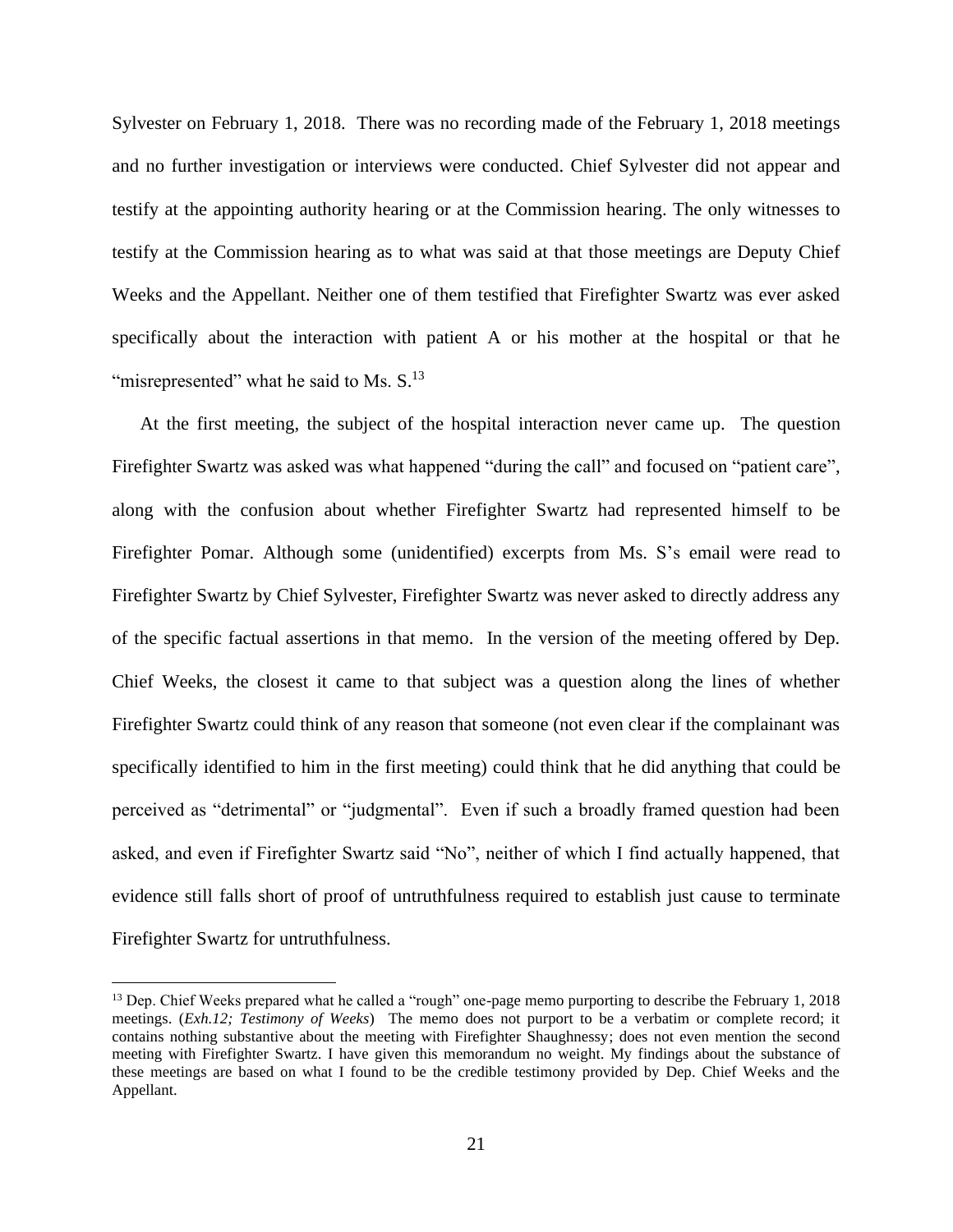Sylvester on February 1, 2018. There was no recording made of the February 1, 2018 meetings and no further investigation or interviews were conducted. Chief Sylvester did not appear and testify at the appointing authority hearing or at the Commission hearing. The only witnesses to testify at the Commission hearing as to what was said at that those meetings are Deputy Chief Weeks and the Appellant. Neither one of them testified that Firefighter Swartz was ever asked specifically about the interaction with patient A or his mother at the hospital or that he "misrepresented" what he said to Ms. S.[13]

At the first meeting, the subject of the hospital interaction never came up. The question Firefighter Swartz was asked was what happened "during the call" and focused on "patient care", along with the confusion about whether Firefighter Swartz had represented himself to be Firefighter Pomar. Although some (unidentified) excerpts from Ms. S's email were read to Firefighter Swartz by Chief Sylvester, Firefighter Swartz was never asked to directly address any of the specific factual assertions in that memo. In the version of the meeting offered by Dep. Chief Weeks, the closest it came to that subject was a question along the lines of whether Firefighter Swartz could think of any reason that someone (not even clear if the complainant was specifically identified to him in the first meeting) could think that he did anything that could be perceived as "detrimental" or "judgmental". Even if such a broadly framed question had been asked, and even if Firefighter Swartz said "No", neither of which I find actually happened, that evidence still falls short of proof of untruthfulness required to establish just cause to terminate Firefighter Swartz for untruthfulness.

---

[13] Dep. Chief Weeks prepared what he called a "rough" one-page memo purporting to describe the February 1, 2018 meetings. (*Exh.12; Testimony of Weeks*) The memo does not purport to be a verbatim or complete record; it contains nothing substantive about the meeting with Firefighter Shaughnessy; does not even mention the second meeting with Firefighter Swartz. I have given this memorandum no weight. My findings about the substance of these meetings are based on what I found to be the credible testimony provided by Dep. Chief Weeks and the Appellant.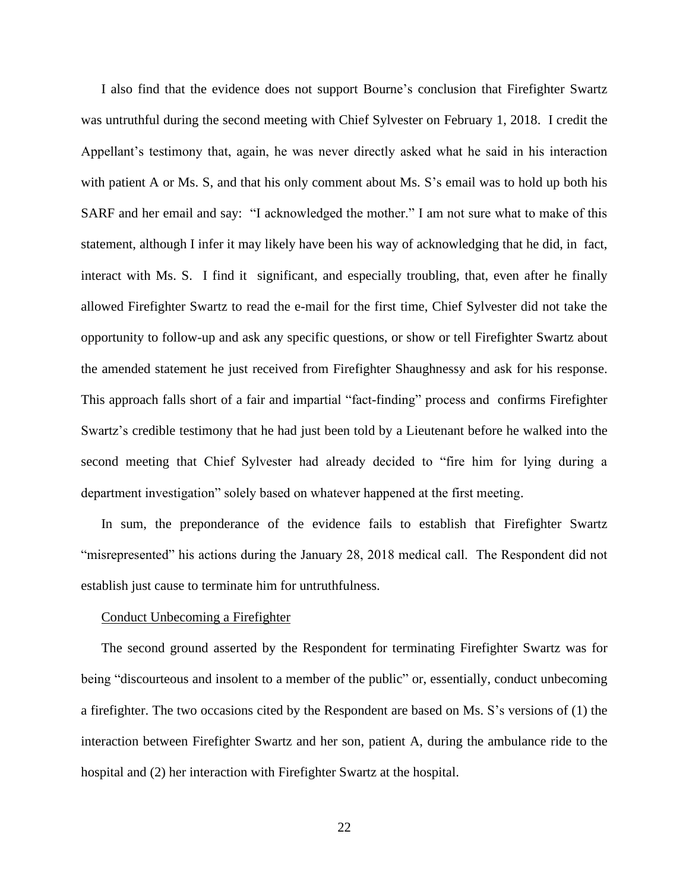I also find that the evidence does not support Bourne's conclusion that Firefighter Swartz was untruthful during the second meeting with Chief Sylvester on February 1, 2018. I credit the Appellant's testimony that, again, he was never directly asked what he said in his interaction with patient A or Ms. S, and that his only comment about Ms. S's email was to hold up both his SARF and her email and say: "I acknowledged the mother." I am not sure what to make of this statement, although I infer it may likely have been his way of acknowledging that he did, in fact, interact with Ms. S. I find it significant, and especially troubling, that, even after he finally allowed Firefighter Swartz to read the e-mail for the first time, Chief Sylvester did not take the opportunity to follow-up and ask any specific questions, or show or tell Firefighter Swartz about the amended statement he just received from Firefighter Shaughnessy and ask for his response. This approach falls short of a fair and impartial "fact-finding" process and confirms Firefighter Swartz's credible testimony that he had just been told by a Lieutenant before he walked into the second meeting that Chief Sylvester had already decided to "fire him for lying during a department investigation" solely based on whatever happened at the first meeting.

In sum, the preponderance of the evidence fails to establish that Firefighter Swartz "misrepresented" his actions during the January 28, 2018 medical call. The Respondent did not establish just cause to terminate him for untruthfulness.

<u>Conduct Unbecoming a Firefighter</u>

The second ground asserted by the Respondent for terminating Firefighter Swartz was for being "discourteous and insolent to a member of the public" or, essentially, conduct unbecoming a firefighter. The two occasions cited by the Respondent are based on Ms. S's versions of (1) the interaction between Firefighter Swartz and her son, patient A, during the ambulance ride to the hospital and (2) her interaction with Firefighter Swartz at the hospital.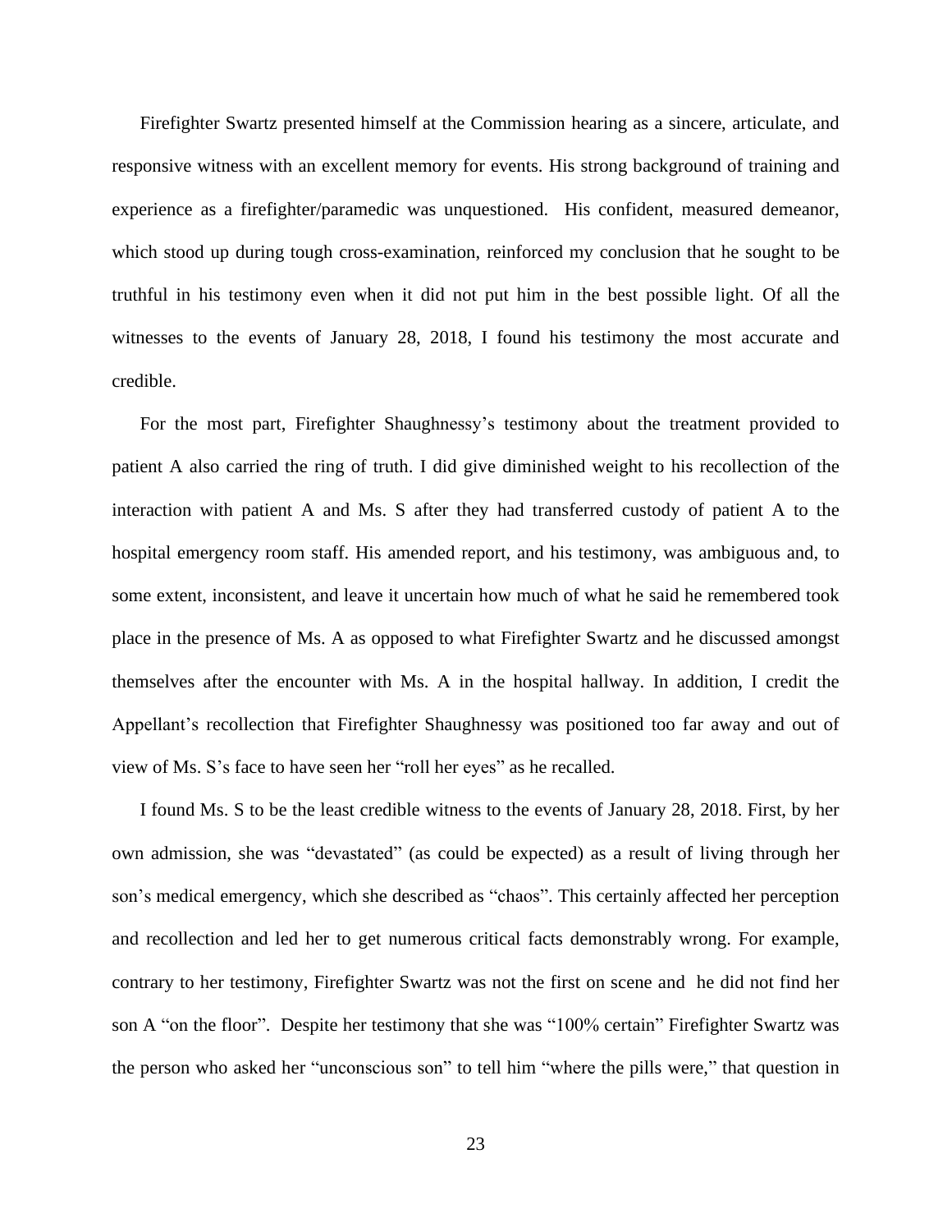Firefighter Swartz presented himself at the Commission hearing as a sincere, articulate, and responsive witness with an excellent memory for events. His strong background of training and experience as a firefighter/paramedic was unquestioned. His confident, measured demeanor, which stood up during tough cross-examination, reinforced my conclusion that he sought to be truthful in his testimony even when it did not put him in the best possible light. Of all the witnesses to the events of January 28, 2018, I found his testimony the most accurate and credible.

For the most part, Firefighter Shaughnessy's testimony about the treatment provided to patient A also carried the ring of truth. I did give diminished weight to his recollection of the interaction with patient A and Ms. S after they had transferred custody of patient A to the hospital emergency room staff. His amended report, and his testimony, was ambiguous and, to some extent, inconsistent, and leave it uncertain how much of what he said he remembered took place in the presence of Ms. A as opposed to what Firefighter Swartz and he discussed amongst themselves after the encounter with Ms. A in the hospital hallway. In addition, I credit the Appellant's recollection that Firefighter Shaughnessy was positioned too far away and out of view of Ms. S's face to have seen her "roll her eyes" as he recalled.

I found Ms. S to be the least credible witness to the events of January 28, 2018. First, by her own admission, she was "devastated" (as could be expected) as a result of living through her son's medical emergency, which she described as "chaos". This certainly affected her perception and recollection and led her to get numerous critical facts demonstrably wrong. For example, contrary to her testimony, Firefighter Swartz was not the first on scene and he did not find her son A "on the floor". Despite her testimony that she was "100% certain" Firefighter Swartz was the person who asked her "unconscious son" to tell him "where the pills were," that question in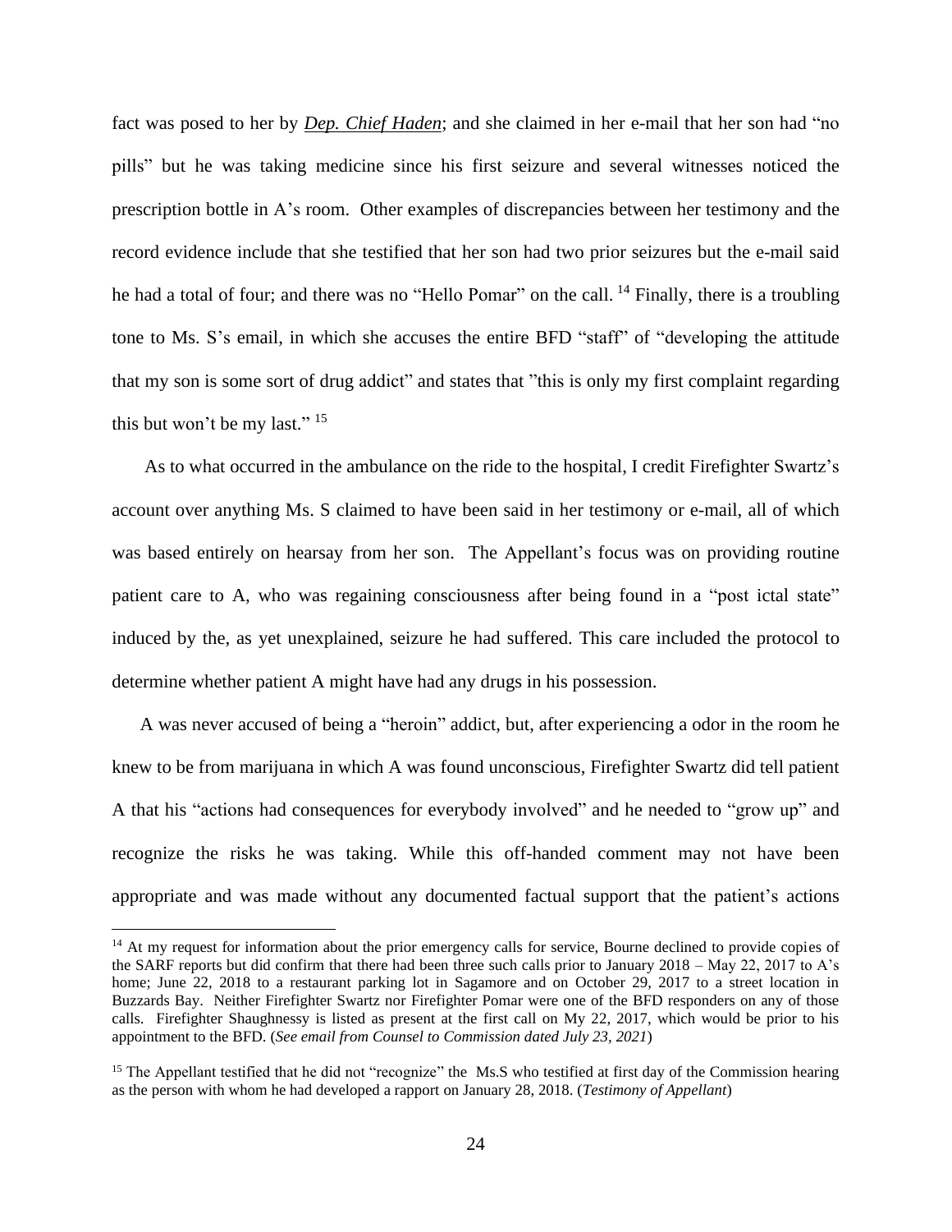fact was posed to her by ***Dep. Chief Haden***; and she claimed in her e-mail that her son had "no pills" but he was taking medicine since his first seizure and several witnesses noticed the prescription bottle in A's room. Other examples of discrepancies between her testimony and the record evidence include that she testified that her son had two prior seizures but the e-mail said he had a total of four; and there was no "Hello Pomar" on the call. [14] Finally, there is a troubling tone to Ms. S's email, in which she accuses the entire BFD "staff" of "developing the attitude that my son is some sort of drug addict" and states that "this is only my first complaint regarding this but won't be my last." [15]

As to what occurred in the ambulance on the ride to the hospital, I credit Firefighter Swartz's account over anything Ms. S claimed to have been said in her testimony or e-mail, all of which was based entirely on hearsay from her son. The Appellant's focus was on providing routine patient care to A, who was regaining consciousness after being found in a "post ictal state" induced by the, as yet unexplained, seizure he had suffered. This care included the protocol to determine whether patient A might have had any drugs in his possession.

A was never accused of being a "heroin" addict, but, after experiencing a odor in the room he knew to be from marijuana in which A was found unconscious, Firefighter Swartz did tell patient A that his "actions had consequences for everybody involved" and he needed to "grow up" and recognize the risks he was taking. While this off-handed comment may not have been appropriate and was made without any documented factual support that the patient's actions

---

[14] At my request for information about the prior emergency calls for service, Bourne declined to provide copies of the SARF reports but did confirm that there had been three such calls prior to January 2018 – May 22, 2017 to A's home; June 22, 2018 to a restaurant parking lot in Sagamore and on October 29, 2017 to a street location in Buzzards Bay. Neither Firefighter Swartz nor Firefighter Pomar were one of the BFD responders on any of those calls. Firefighter Shaughnessy is listed as present at the first call on My 22, 2017, which would be prior to his appointment to the BFD. (*See email from Counsel to Commission dated July 23, 2021*)

[15] The Appellant testified that he did not "recognize" the Ms.S who testified at first day of the Commission hearing as the person with whom he had developed a rapport on January 28, 2018. (*Testimony of Appellant*)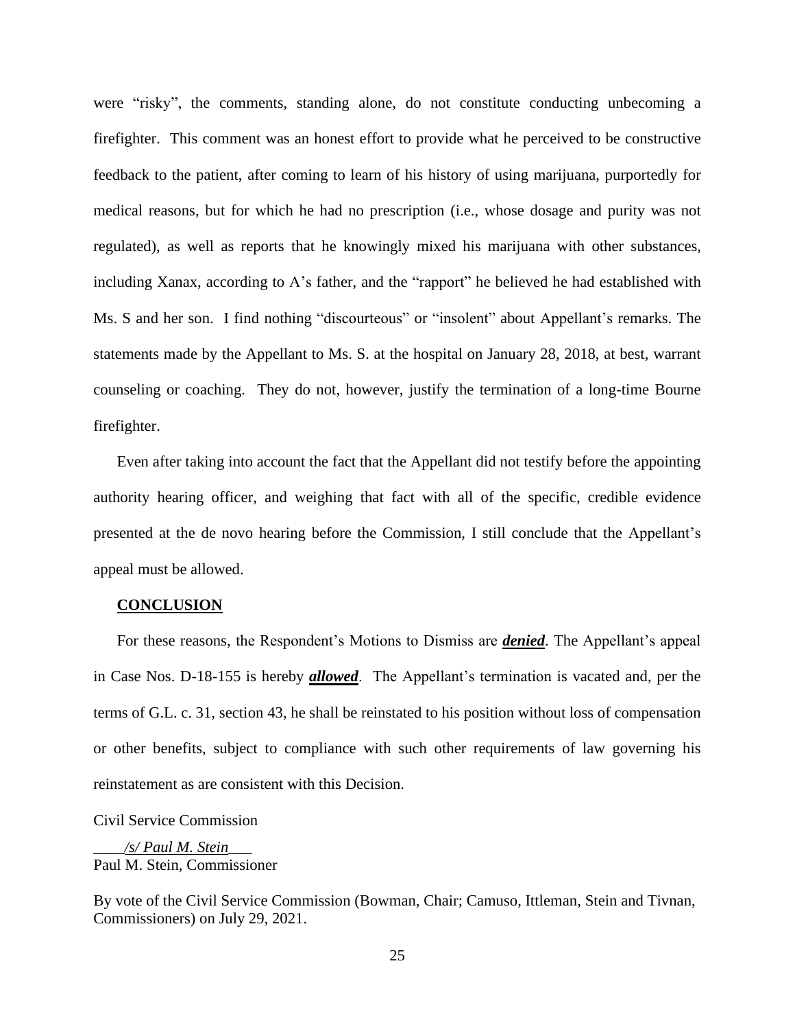were "risky", the comments, standing alone, do not constitute conducting unbecoming a firefighter. This comment was an honest effort to provide what he perceived to be constructive feedback to the patient, after coming to learn of his history of using marijuana, purportedly for medical reasons, but for which he had no prescription (i.e., whose dosage and purity was not regulated), as well as reports that he knowingly mixed his marijuana with other substances, including Xanax, according to A's father, and the "rapport" he believed he had established with Ms. S and her son. I find nothing "discourteous" or "insolent" about Appellant's remarks. The statements made by the Appellant to Ms. S. at the hospital on January 28, 2018, at best, warrant counseling or coaching. They do not, however, justify the termination of a long-time Bourne firefighter.

Even after taking into account the fact that the Appellant did not testify before the appointing authority hearing officer, and weighing that fact with all of the specific, credible evidence presented at the de novo hearing before the Commission, I still conclude that the Appellant's appeal must be allowed.

**CONCLUSION**

For these reasons, the Respondent's Motions to Dismiss are ***denied***. The Appellant's appeal in Case Nos. D-18-155 is hereby ***allowed***. The Appellant's termination is vacated and, per the terms of G.L. c. 31, section 43, he shall be reinstated to his position without loss of compensation or other benefits, subject to compliance with such other requirements of law governing his reinstatement as are consistent with this Decision.

Civil Service Commission

*/s/ Paul M. Stein*
Paul M. Stein, Commissioner

By vote of the Civil Service Commission (Bowman, Chair; Camuso, Ittleman, Stein and Tivnan, Commissioners) on July 29, 2021.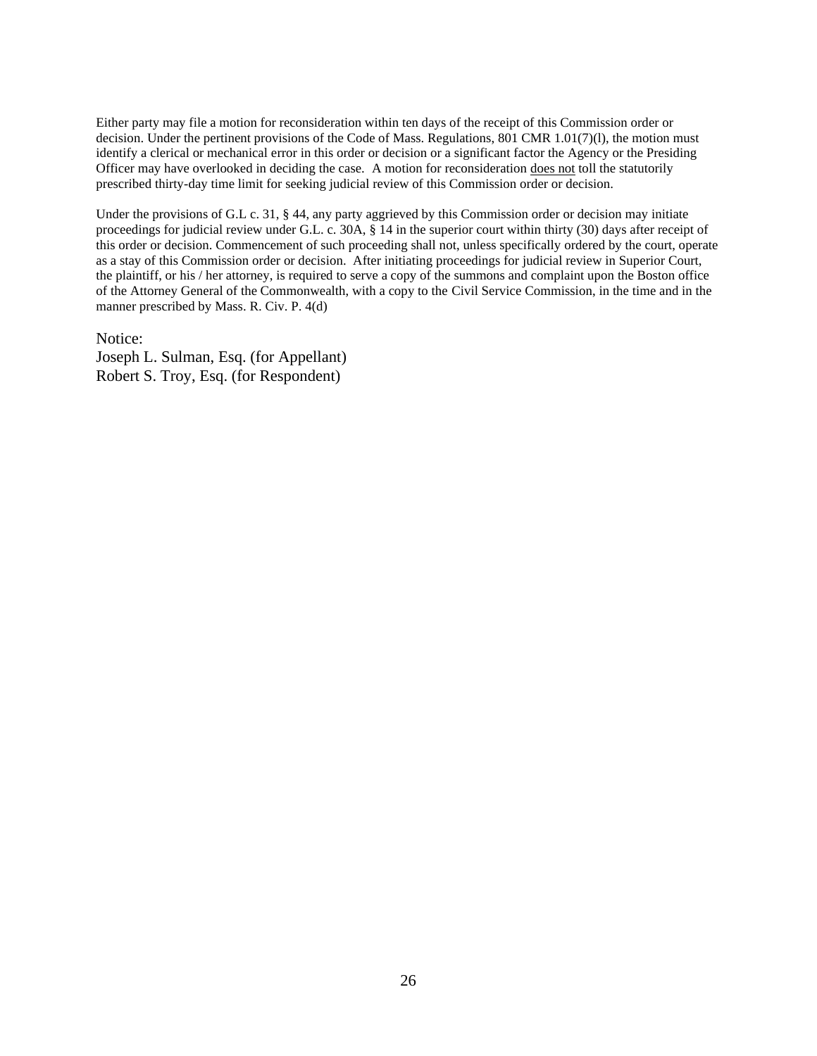Either party may file a motion for reconsideration within ten days of the receipt of this Commission order or decision. Under the pertinent provisions of the Code of Mass. Regulations, 801 CMR 1.01(7)(l), the motion must identify a clerical or mechanical error in this order or decision or a significant factor the Agency or the Presiding Officer may have overlooked in deciding the case. A motion for reconsideration does not toll the statutorily prescribed thirty-day time limit for seeking judicial review of this Commission order or decision.

Under the provisions of G.L c. 31, § 44, any party aggrieved by this Commission order or decision may initiate proceedings for judicial review under G.L. c. 30A, § 14 in the superior court within thirty (30) days after receipt of this order or decision. Commencement of such proceeding shall not, unless specifically ordered by the court, operate as a stay of this Commission order or decision. After initiating proceedings for judicial review in Superior Court, the plaintiff, or his / her attorney, is required to serve a copy of the summons and complaint upon the Boston office of the Attorney General of the Commonwealth, with a copy to the Civil Service Commission, in the time and in the manner prescribed by Mass. R. Civ. P. 4(d)

Notice:
Joseph L. Sulman, Esq. (for Appellant)
Robert S. Troy, Esq. (for Respondent)